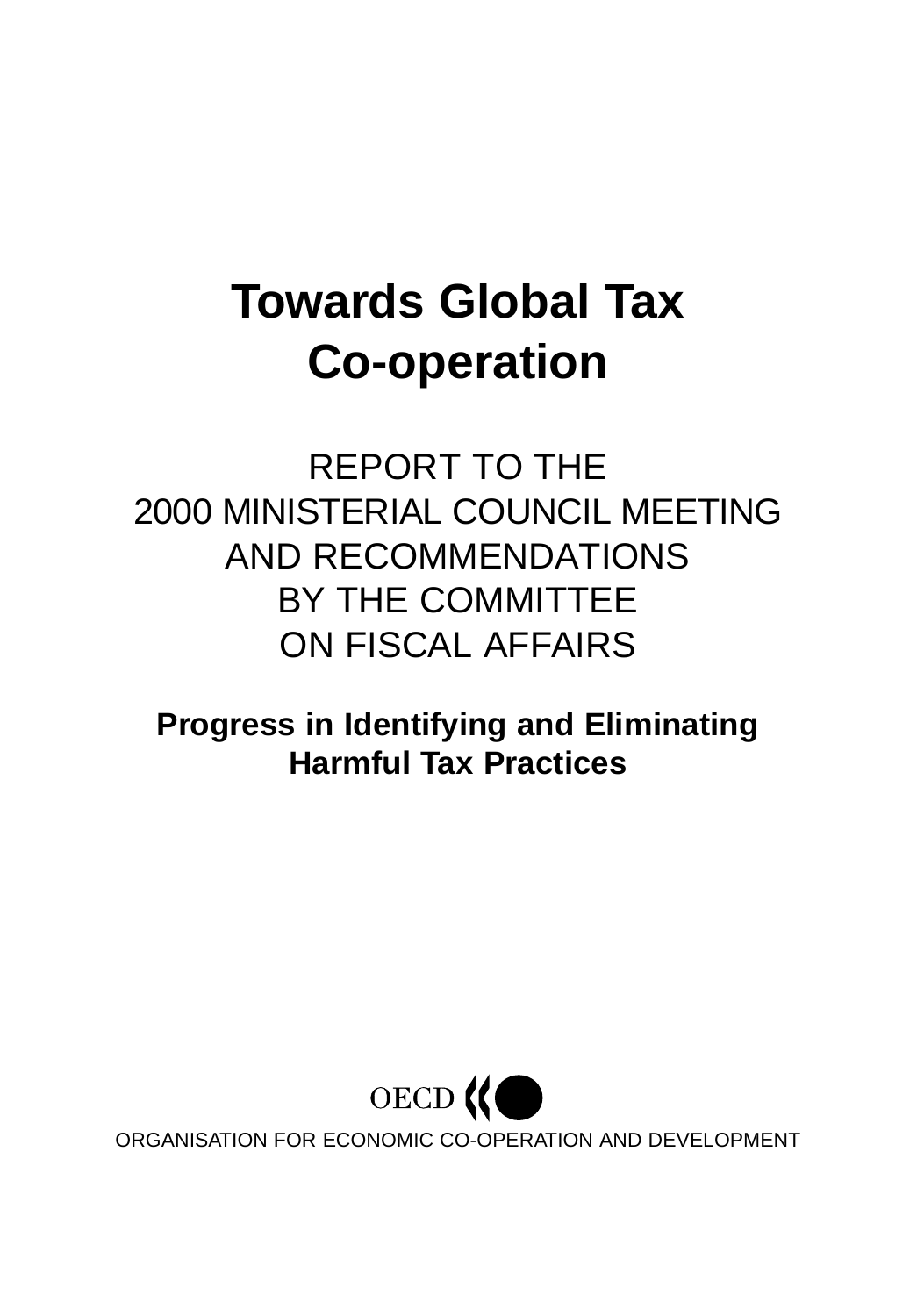# Towards Global Tax Co-operation

REPORT TO THE
2000 MINISTERIAL COUNCIL MEETING
AND RECOMMENDATIONS
BY THE COMMITTEE
ON FISCAL AFFAIRS

**Progress in Identifying and Eliminating Harmful Tax Practices**

OECD

ORGANISATION FOR ECONOMIC CO-OPERATION AND DEVELOPMENT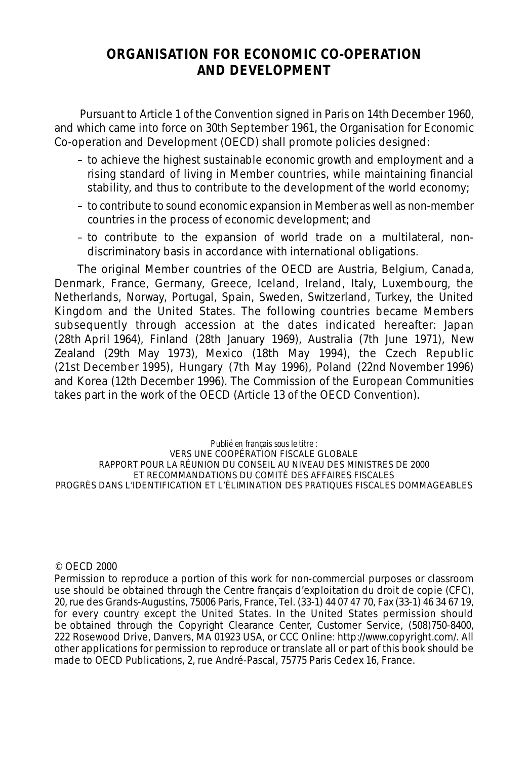# ORGANISATION FOR ECONOMIC CO-OPERATION AND DEVELOPMENT

Pursuant to Article 1 of the Convention signed in Paris on 14th December 1960, and which came into force on 30th September 1961, the Organisation for Economic Co-operation and Development (OECD) shall promote policies designed:

– to achieve the highest sustainable economic growth and employment and a rising standard of living in Member countries, while maintaining financial stability, and thus to contribute to the development of the world economy;

– to contribute to sound economic expansion in Member as well as non-member countries in the process of economic development; and

– to contribute to the expansion of world trade on a multilateral, non-discriminatory basis in accordance with international obligations.

The original Member countries of the OECD are Austria, Belgium, Canada, Denmark, France, Germany, Greece, Iceland, Ireland, Italy, Luxembourg, the Netherlands, Norway, Portugal, Spain, Sweden, Switzerland, Turkey, the United Kingdom and the United States. The following countries became Members subsequently through accession at the dates indicated hereafter: Japan (28th April 1964), Finland (28th January 1969), Australia (7th June 1971), New Zealand (29th May 1973), Mexico (18th May 1994), the Czech Republic (21st December 1995), Hungary (7th May 1996), Poland (22nd November 1996) and Korea (12th December 1996). The Commission of the European Communities takes part in the work of the OECD (Article 13 of the OECD Convention).

*Publié en français sous le titre :*
VERS UNE COOPÉRATION FISCALE GLOBALE
RAPPORT POUR LA RÉUNION DU CONSEIL AU NIVEAU DES MINISTRES DE 2000
ET RECOMMANDATIONS DU COMITÉ DES AFFAIRES FISCALES
PROGRÈS DANS L'IDENTIFICATION ET L'ÉLIMINATION DES PRATIQUES FISCALES DOMMAGEABLES

© OECD 2000

Permission to reproduce a portion of this work for non-commercial purposes or classroom use should be obtained through the Centre français d'exploitation du droit de copie (CFC), 20, rue des Grands-Augustins, 75006 Paris, France, Tel. (33-1) 44 07 47 70, Fax (33-1) 46 34 67 19, for every country except the United States. In the United States permission should be obtained through the Copyright Clearance Center, Customer Service, (508)750-8400, 222 Rosewood Drive, Danvers, MA 01923 USA, or CCC Online: http://www.copyright.com/. All other applications for permission to reproduce or translate all or part of this book should be made to OECD Publications, 2, rue André-Pascal, 75775 Paris Cedex 16, France.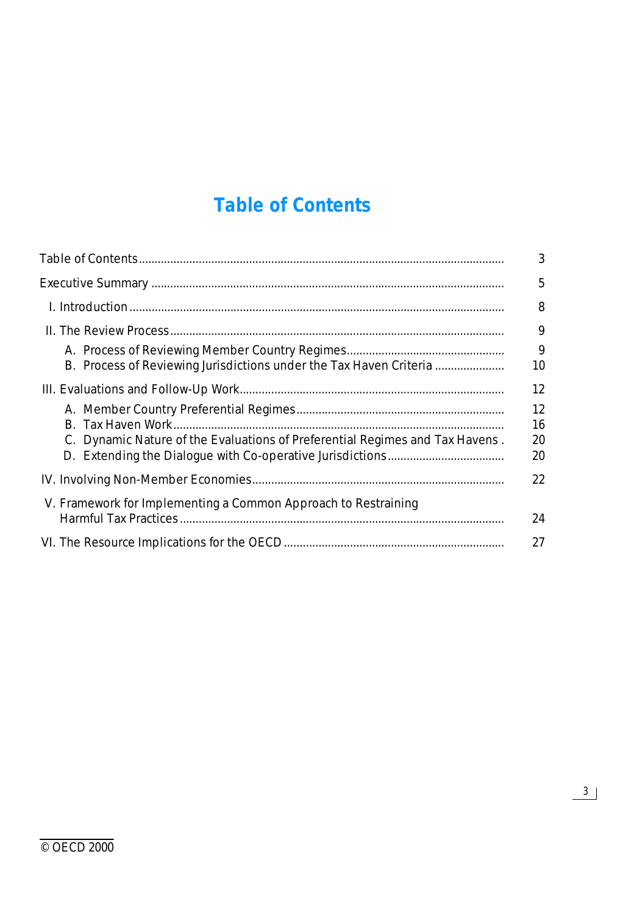# Table of Contents

| | |
|---|---|
| Table of Contents | 3 |
| Executive Summary | 5 |
| I. Introduction | 8 |
| II. The Review Process | 9 |
| A. Process of Reviewing Member Country Regimes | 9 |
| B. Process of Reviewing Jurisdictions under the Tax Haven Criteria | 10 |
| III. Evaluations and Follow-Up Work | 12 |
| A. Member Country Preferential Regimes | 12 |
| B. Tax Haven Work | 16 |
| C. Dynamic Nature of the Evaluations of Preferential Regimes and Tax Havens | 20 |
| D. Extending the Dialogue with Co-operative Jurisdictions | 20 |
| IV. Involving Non-Member Economies | 22 |
| V. Framework for Implementing a Common Approach to Restraining Harmful Tax Practices | 24 |
| VI. The Resource Implications for the OECD | 27 |

© OECD 2000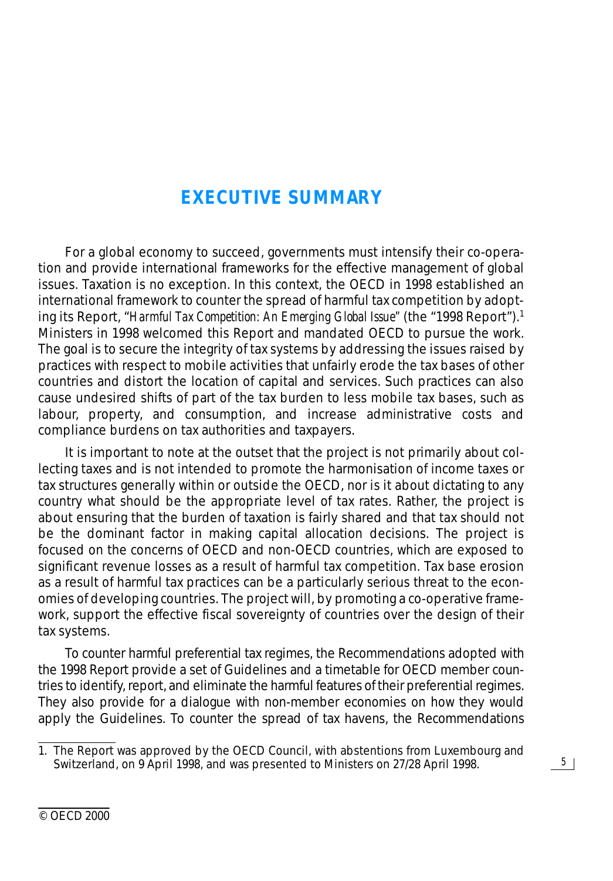# EXECUTIVE SUMMARY

For a global economy to succeed, governments must intensify their co-operation and provide international frameworks for the effective management of global issues. Taxation is no exception. In this context, the OECD in 1998 established an international framework to counter the spread of harmful tax competition by adopting its Report, "*Harmful Tax Competition: An Emerging Global Issue*" (the "1998 Report").[1] Ministers in 1998 welcomed this Report and mandated OECD to pursue the work. The goal is to secure the integrity of tax systems by addressing the issues raised by practices with respect to mobile activities that unfairly erode the tax bases of other countries and distort the location of capital and services. Such practices can also cause undesired shifts of part of the tax burden to less mobile tax bases, such as labour, property, and consumption, and increase administrative costs and compliance burdens on tax authorities and taxpayers.

It is important to note at the outset that the project is not primarily about collecting taxes and is not intended to promote the harmonisation of income taxes or tax structures generally within or outside the OECD, nor is it about dictating to any country what should be the appropriate level of tax rates. Rather, the project is about ensuring that the burden of taxation is fairly shared and that tax should not be the dominant factor in making capital allocation decisions. The project is focused on the concerns of OECD and non-OECD countries, which are exposed to significant revenue losses as a result of harmful tax competition. Tax base erosion as a result of harmful tax practices can be a particularly serious threat to the economies of developing countries. The project will, by promoting a co-operative framework, support the effective fiscal sovereignty of countries over the design of their tax systems.

To counter harmful preferential tax regimes, the Recommendations adopted with the 1998 Report provide a set of Guidelines and a timetable for OECD member countries to identify, report, and eliminate the harmful features of their preferential regimes. They also provide for a dialogue with non-member economies on how they would apply the Guidelines. To counter the spread of tax havens, the Recommendations

1. The Report was approved by the OECD Council, with abstentions from Luxembourg and Switzerland, on 9 April 1998, and was presented to Ministers on 27/28 April 1998.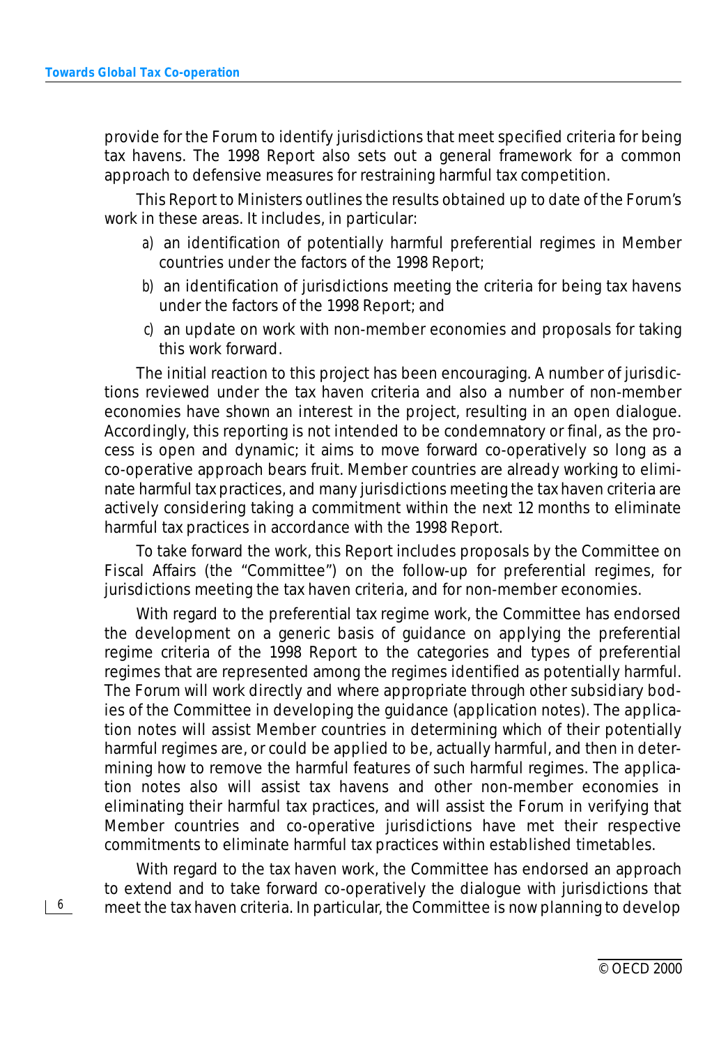provide for the Forum to identify jurisdictions that meet specified criteria for being tax havens. The 1998 Report also sets out a general framework for a common approach to defensive measures for restraining harmful tax competition.

This Report to Ministers outlines the results obtained up to date of the Forum's work in these areas. It includes, in particular:

*a)* an identification of potentially harmful preferential regimes in Member countries under the factors of the 1998 Report;

*b)* an identification of jurisdictions meeting the criteria for being tax havens under the factors of the 1998 Report; and

*c)* an update on work with non-member economies and proposals for taking this work forward.

The initial reaction to this project has been encouraging. A number of jurisdictions reviewed under the tax haven criteria and also a number of non-member economies have shown an interest in the project, resulting in an open dialogue. Accordingly, this reporting is not intended to be condemnatory or final, as the process is open and dynamic; it aims to move forward co-operatively so long as a co-operative approach bears fruit. Member countries are already working to eliminate harmful tax practices, and many jurisdictions meeting the tax haven criteria are actively considering taking a commitment within the next 12 months to eliminate harmful tax practices in accordance with the 1998 Report.

To take forward the work, this Report includes proposals by the Committee on Fiscal Affairs (the "Committee") on the follow-up for preferential regimes, for jurisdictions meeting the tax haven criteria, and for non-member economies.

With regard to the preferential tax regime work, the Committee has endorsed the development on a generic basis of guidance on applying the preferential regime criteria of the 1998 Report to the categories and types of preferential regimes that are represented among the regimes identified as potentially harmful. The Forum will work directly and where appropriate through other subsidiary bodies of the Committee in developing the guidance (application notes). The application notes will assist Member countries in determining which of their potentially harmful regimes are, or could be applied to be, actually harmful, and then in determining how to remove the harmful features of such harmful regimes. The application notes also will assist tax havens and other non-member economies in eliminating their harmful tax practices, and will assist the Forum in verifying that Member countries and co-operative jurisdictions have met their respective commitments to eliminate harmful tax practices within established timetables.

With regard to the tax haven work, the Committee has endorsed an approach to extend and to take forward co-operatively the dialogue with jurisdictions that meet the tax haven criteria. In particular, the Committee is now planning to develop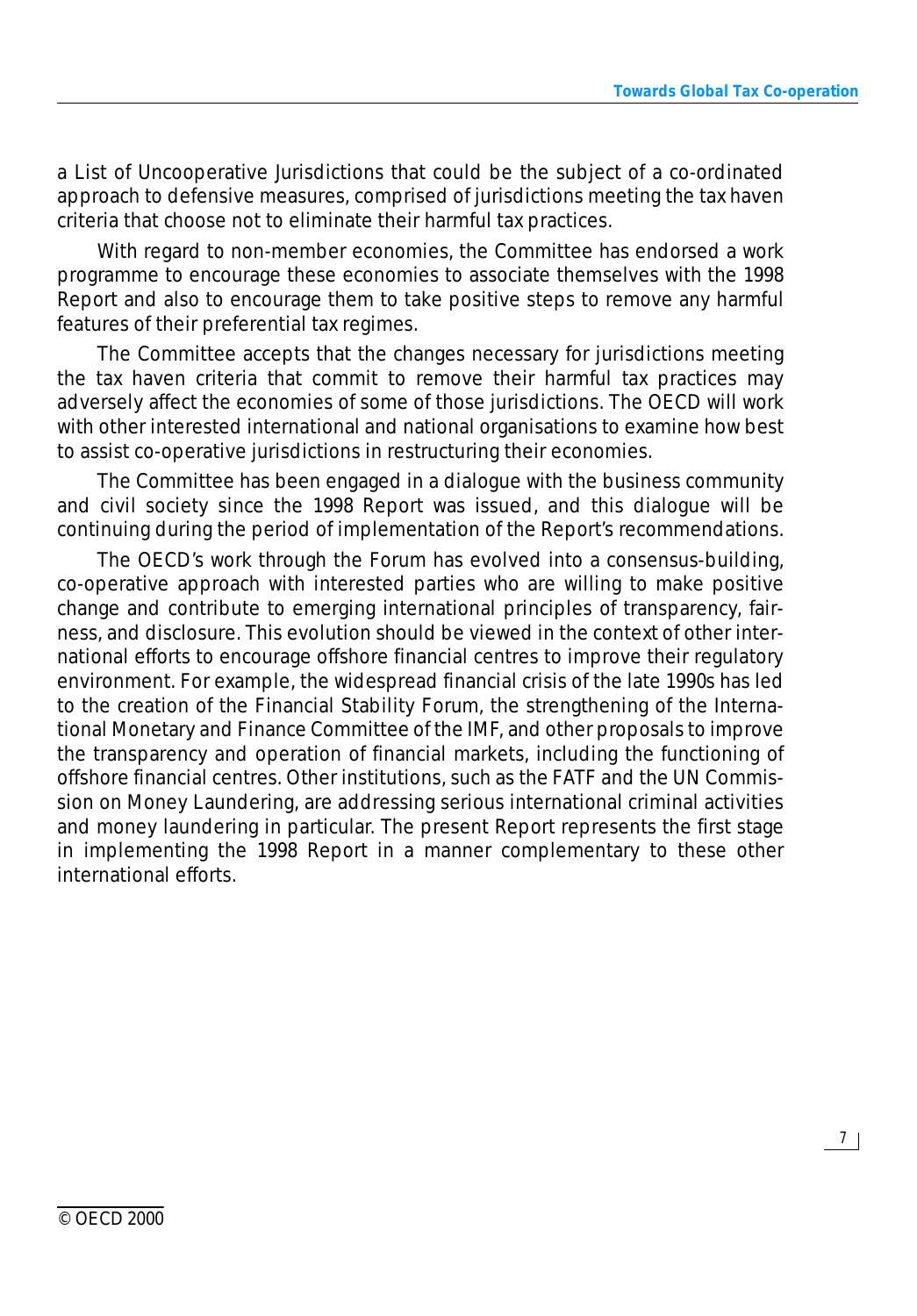a List of Uncooperative Jurisdictions that could be the subject of a co-ordinated approach to defensive measures, comprised of jurisdictions meeting the tax haven criteria that choose not to eliminate their harmful tax practices.

With regard to non-member economies, the Committee has endorsed a work programme to encourage these economies to associate themselves with the 1998 Report and also to encourage them to take positive steps to remove any harmful features of their preferential tax regimes.

The Committee accepts that the changes necessary for jurisdictions meeting the tax haven criteria that commit to remove their harmful tax practices may adversely affect the economies of some of those jurisdictions. The OECD will work with other interested international and national organisations to examine how best to assist co-operative jurisdictions in restructuring their economies.

The Committee has been engaged in a dialogue with the business community and civil society since the 1998 Report was issued, and this dialogue will be continuing during the period of implementation of the Report's recommendations.

The OECD's work through the Forum has evolved into a consensus-building, co-operative approach with interested parties who are willing to make positive change and contribute to emerging international principles of transparency, fairness, and disclosure. This evolution should be viewed in the context of other international efforts to encourage offshore financial centres to improve their regulatory environment. For example, the widespread financial crisis of the late 1990s has led to the creation of the Financial Stability Forum, the strengthening of the International Monetary and Finance Committee of the IMF, and other proposals to improve the transparency and operation of financial markets, including the functioning of offshore financial centres. Other institutions, such as the FATF and the UN Commission on Money Laundering, are addressing serious international criminal activities and money laundering in particular. The present Report represents the first stage in implementing the 1998 Report in a manner complementary to these other international efforts.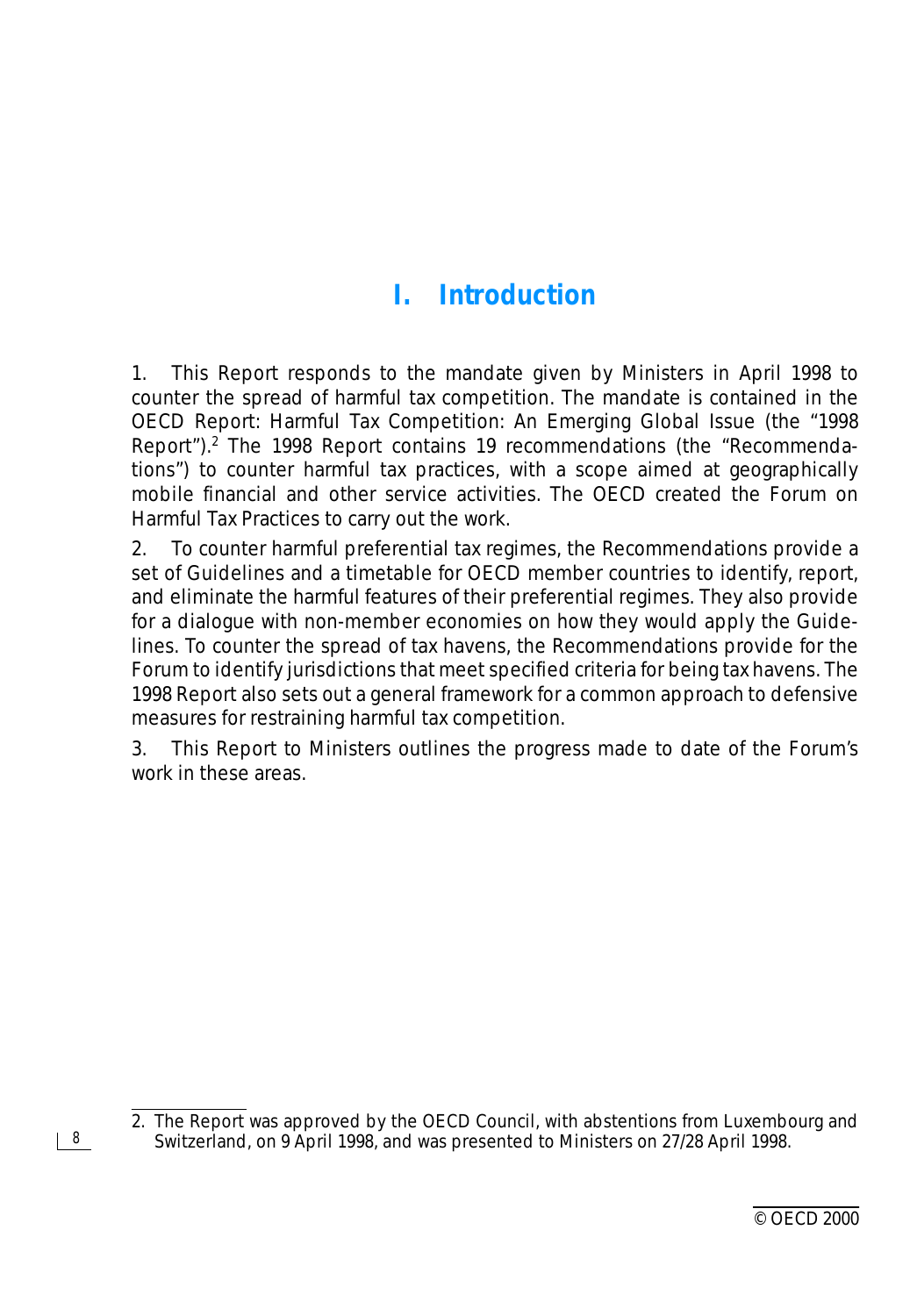# I. Introduction

1. This Report responds to the mandate given by Ministers in April 1998 to counter the spread of harmful tax competition. The mandate is contained in the OECD Report: Harmful Tax Competition: An Emerging Global Issue (the "1998 Report").[2] The 1998 Report contains 19 recommendations (the "Recommendations") to counter harmful tax practices, with a scope aimed at geographically mobile financial and other service activities. The OECD created the Forum on Harmful Tax Practices to carry out the work.

2. To counter harmful preferential tax regimes, the Recommendations provide a set of Guidelines and a timetable for OECD member countries to identify, report, and eliminate the harmful features of their preferential regimes. They also provide for a dialogue with non-member economies on how they would apply the Guidelines. To counter the spread of tax havens, the Recommendations provide for the Forum to identify jurisdictions that meet specified criteria for being tax havens. The 1998 Report also sets out a general framework for a common approach to defensive measures for restraining harmful tax competition.

3. This Report to Ministers outlines the progress made to date of the Forum's work in these areas.

---

2. The Report was approved by the OECD Council, with abstentions from Luxembourg and Switzerland, on 9 April 1998, and was presented to Ministers on 27/28 April 1998.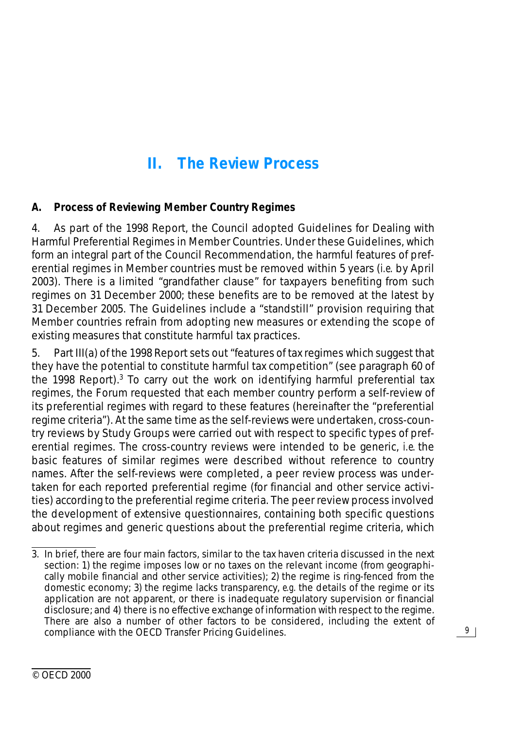# II. The Review Process

### A. Process of Reviewing Member Country Regimes

4. As part of the 1998 Report, the Council adopted Guidelines for Dealing with Harmful Preferential Regimes in Member Countries. Under these Guidelines, which form an integral part of the Council Recommendation, the harmful features of preferential regimes in Member countries must be removed within 5 years (*i.e.* by April 2003). There is a limited "grandfather clause" for taxpayers benefiting from such regimes on 31 December 2000; these benefits are to be removed at the latest by 31 December 2005. The Guidelines include a "standstill" provision requiring that Member countries refrain from adopting new measures or extending the scope of existing measures that constitute harmful tax practices.

5. Part III(a) of the 1998 Report sets out "features of tax regimes which suggest that they have the potential to constitute harmful tax competition" (see paragraph 60 of the 1998 Report).[3] To carry out the work on identifying harmful preferential tax regimes, the Forum requested that each member country perform a self-review of its preferential regimes with regard to these features (hereinafter the "preferential regime criteria"). At the same time as the self-reviews were undertaken, cross-country reviews by Study Groups were carried out with respect to specific types of preferential regimes. The cross-country reviews were intended to be generic, *i.e.* the basic features of similar regimes were described without reference to country names. After the self-reviews were completed, a peer review process was undertaken for each reported preferential regime (for financial and other service activities) according to the preferential regime criteria. The peer review process involved the development of extensive questionnaires, containing both specific questions about regimes and generic questions about the preferential regime criteria, which

---

3. In brief, there are four main factors, similar to the tax haven criteria discussed in the next section: 1) the regime imposes low or no taxes on the relevant income (from geographically mobile financial and other service activities); 2) the regime is ring-fenced from the domestic economy; 3) the regime lacks transparency, *e.g.* the details of the regime or its application are not apparent, or there is inadequate regulatory supervision or financial disclosure; and 4) there is no effective exchange of information with respect to the regime. There are also a number of other factors to be considered, including the extent of compliance with the OECD Transfer Pricing Guidelines.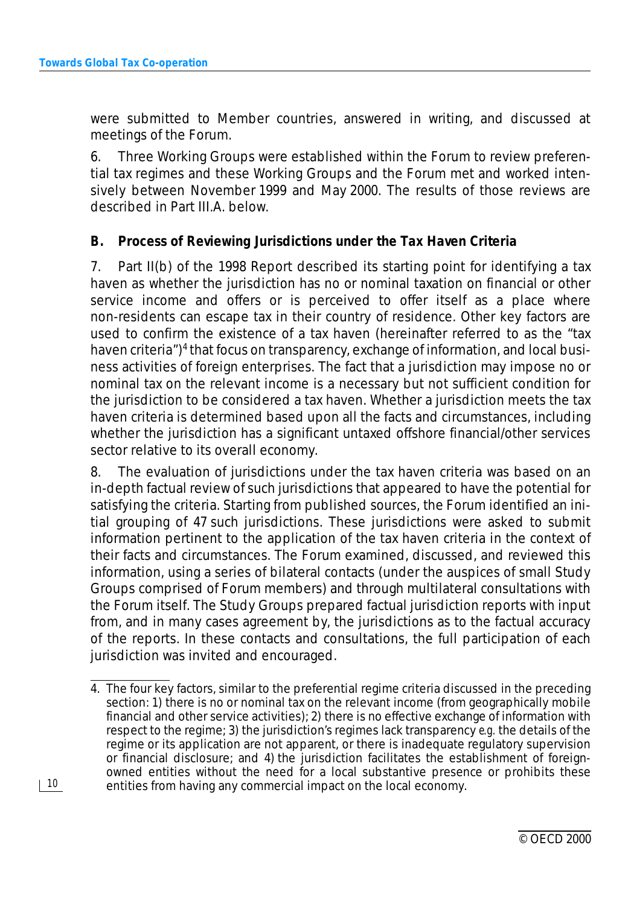were submitted to Member countries, answered in writing, and discussed at meetings of the Forum.

6. Three Working Groups were established within the Forum to review preferential tax regimes and these Working Groups and the Forum met and worked intensively between November 1999 and May 2000. The results of those reviews are described in Part III.A. below.

### B. Process of Reviewing Jurisdictions under the Tax Haven Criteria

7. Part II(b) of the 1998 Report described its starting point for identifying a tax haven as whether the jurisdiction has no or nominal taxation on financial or other service income and offers or is perceived to offer itself as a place where non-residents can escape tax in their country of residence. Other key factors are used to confirm the existence of a tax haven (hereinafter referred to as the "tax haven criteria")[4] that focus on transparency, exchange of information, and local business activities of foreign enterprises. The fact that a jurisdiction may impose no or nominal tax on the relevant income is a necessary but not sufficient condition for the jurisdiction to be considered a tax haven. Whether a jurisdiction meets the tax haven criteria is determined based upon all the facts and circumstances, including whether the jurisdiction has a significant untaxed offshore financial/other services sector relative to its overall economy.

8. The evaluation of jurisdictions under the tax haven criteria was based on an in-depth factual review of such jurisdictions that appeared to have the potential for satisfying the criteria. Starting from published sources, the Forum identified an initial grouping of 47 such jurisdictions. These jurisdictions were asked to submit information pertinent to the application of the tax haven criteria in the context of their facts and circumstances. The Forum examined, discussed, and reviewed this information, using a series of bilateral contacts (under the auspices of small Study Groups comprised of Forum members) and through multilateral consultations with the Forum itself. The Study Groups prepared factual jurisdiction reports with input from, and in many cases agreement by, the jurisdictions as to the factual accuracy of the reports. In these contacts and consultations, the full participation of each jurisdiction was invited and encouraged.

---

4. The four key factors, similar to the preferential regime criteria discussed in the preceding section: 1) there is no or nominal tax on the relevant income (from geographically mobile financial and other service activities); 2) there is no effective exchange of information with respect to the regime; 3) the jurisdiction's regimes lack transparency *e.g.* the details of the regime or its application are not apparent, or there is inadequate regulatory supervision or financial disclosure; and 4) the jurisdiction facilitates the establishment of foreign-owned entities without the need for a local substantive presence or prohibits these entities from having any commercial impact on the local economy.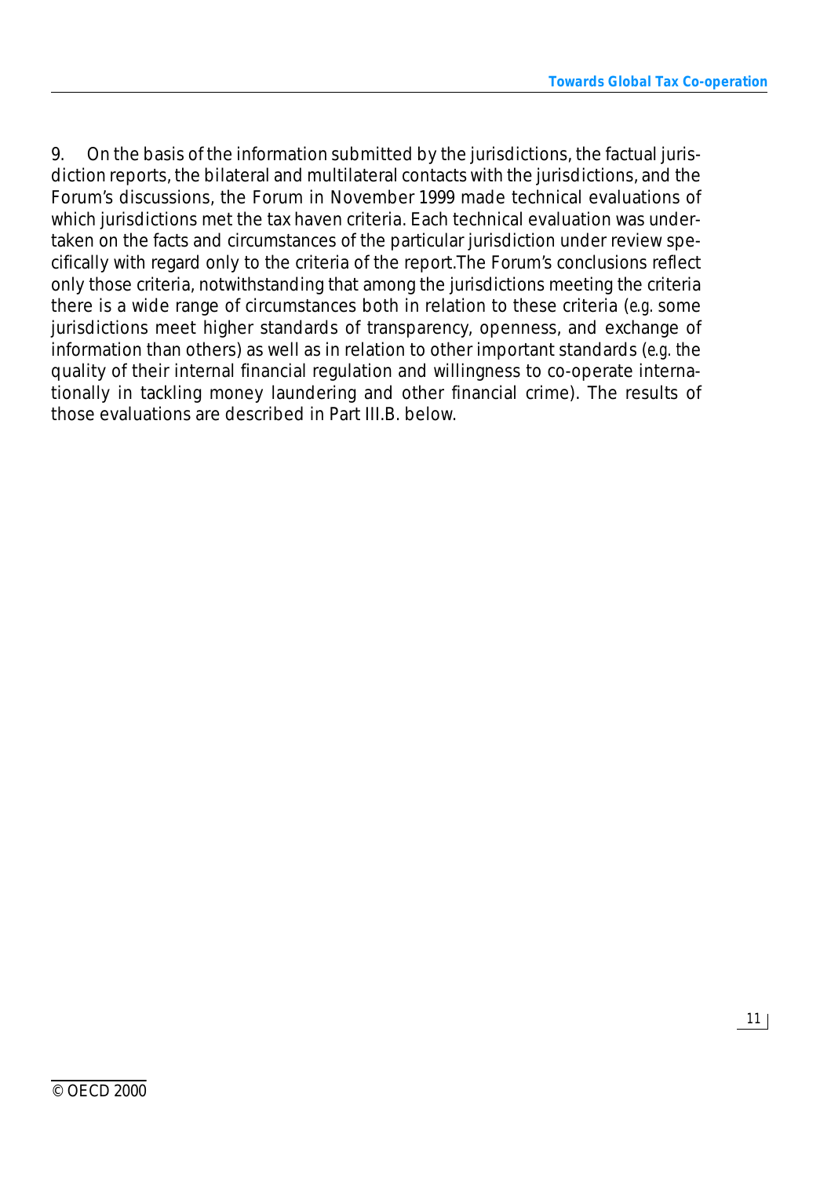9. On the basis of the information submitted by the jurisdictions, the factual jurisdiction reports, the bilateral and multilateral contacts with the jurisdictions, and the Forum's discussions, the Forum in November 1999 made technical evaluations of which jurisdictions met the tax haven criteria. Each technical evaluation was undertaken on the facts and circumstances of the particular jurisdiction under review specifically with regard only to the criteria of the report.The Forum's conclusions reflect only those criteria, notwithstanding that among the jurisdictions meeting the criteria there is a wide range of circumstances both in relation to these criteria (*e.g.* some jurisdictions meet higher standards of transparency, openness, and exchange of information than others) as well as in relation to other important standards (*e.g.* the quality of their internal financial regulation and willingness to co-operate internationally in tackling money laundering and other financial crime). The results of those evaluations are described in Part III.B. below.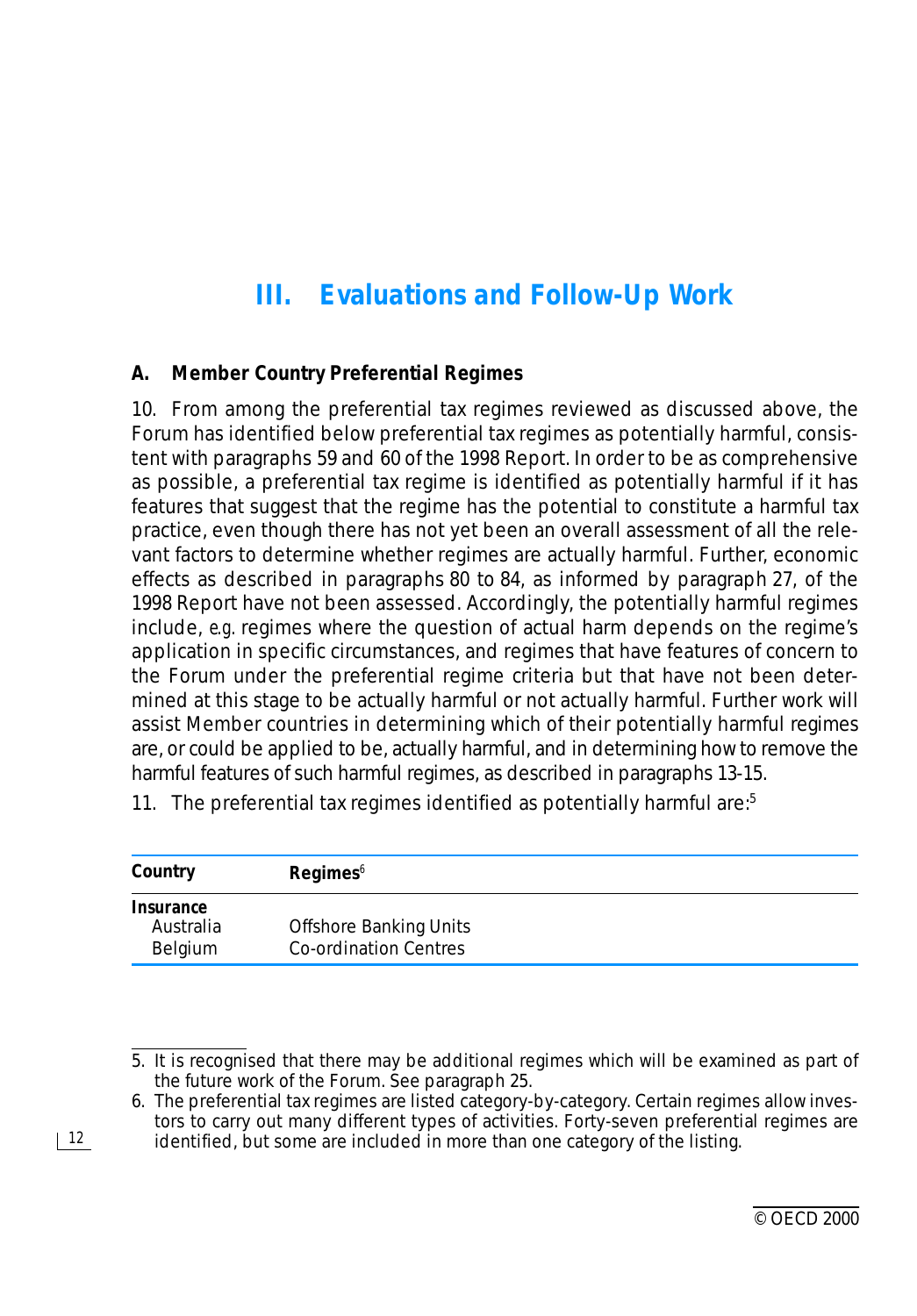# III. Evaluations and Follow-Up Work

## A. Member Country Preferential Regimes

10. From among the preferential tax regimes reviewed as discussed above, the Forum has identified below preferential tax regimes as potentially harmful, consistent with paragraphs 59 and 60 of the 1998 Report. In order to be as comprehensive as possible, a preferential tax regime is identified as potentially harmful if it has features that suggest that the regime has the potential to constitute a harmful tax practice, even though there has not yet been an overall assessment of all the relevant factors to determine whether regimes are actually harmful. Further, economic effects as described in paragraphs 80 to 84, as informed by paragraph 27, of the 1998 Report have not been assessed. Accordingly, the potentially harmful regimes include, *e.g.* regimes where the question of actual harm depends on the regime's application in specific circumstances, and regimes that have features of concern to the Forum under the preferential regime criteria but that have not been determined at this stage to be actually harmful or not actually harmful. Further work will assist Member countries in determining which of their potentially harmful regimes are, or could be applied to be, actually harmful, and in determining how to remove the harmful features of such harmful regimes, as described in paragraphs 13-15.

11. The preferential tax regimes identified as potentially harmful are:[5]

| Country | Regimes[6] |
|---|---|
| **Insurance** | |
| Australia | Offshore Banking Units |
| Belgium | Co-ordination Centres |

5. It is recognised that there may be additional regimes which will be examined as part of the future work of the Forum. See paragraph 25.

6. The preferential tax regimes are listed category-by-category. Certain regimes allow investors to carry out many different types of activities. Forty-seven preferential regimes are identified, but some are included in more than one category of the listing.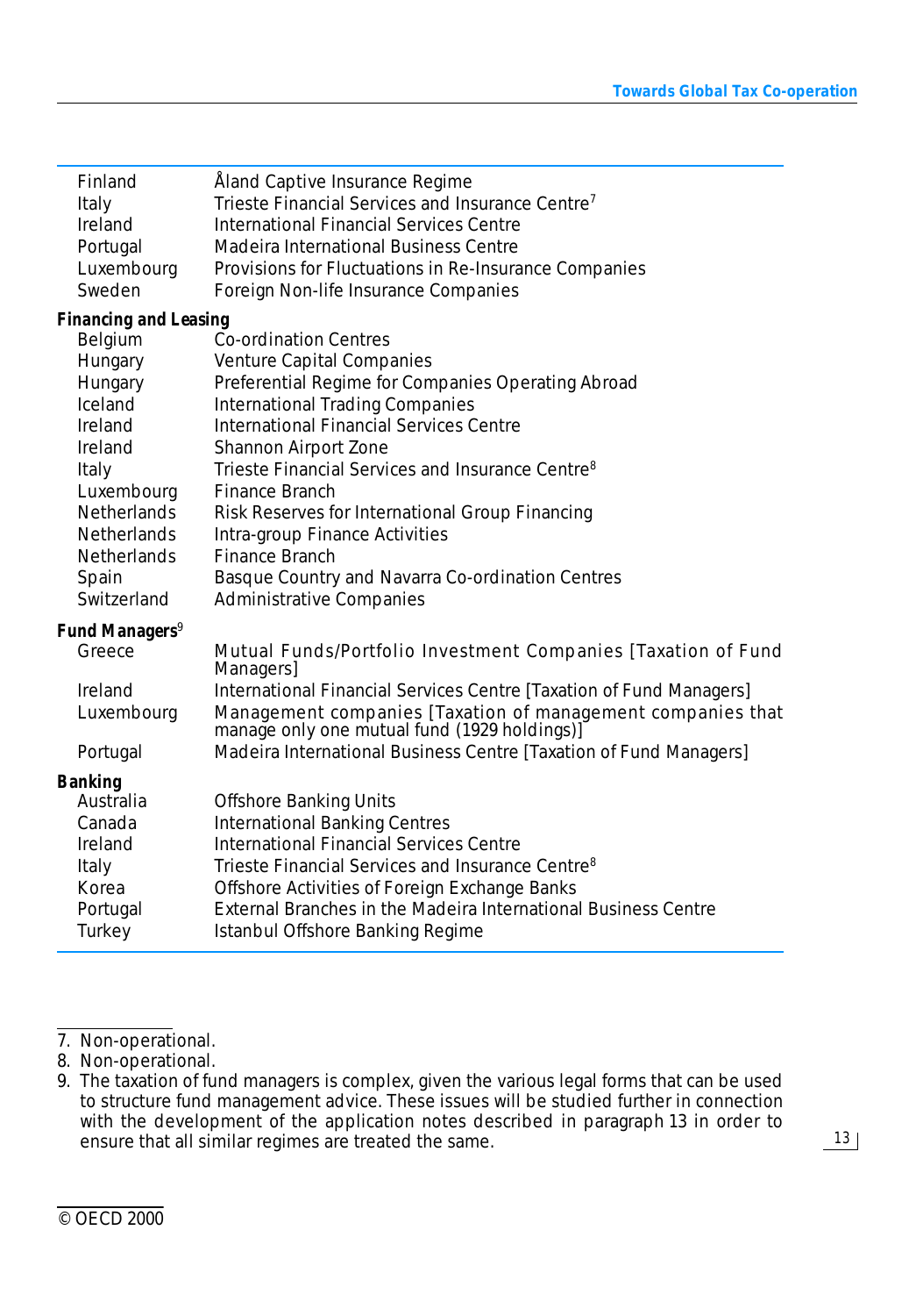| | |
|---|---|
| Finland | Åland Captive Insurance Regime |
| Italy | Trieste Financial Services and Insurance Centre[7] |
| Ireland | International Financial Services Centre |
| Portugal | Madeira International Business Centre |
| Luxembourg | Provisions for Fluctuations in Re-Insurance Companies |
| Sweden | Foreign Non-life Insurance Companies |
| ***Financing and Leasing*** | |
| Belgium | Co-ordination Centres |
| Hungary | Venture Capital Companies |
| Hungary | Preferential Regime for Companies Operating Abroad |
| Iceland | International Trading Companies |
| Ireland | International Financial Services Centre |
| Ireland | Shannon Airport Zone |
| Italy | Trieste Financial Services and Insurance Centre[8] |
| Luxembourg | Finance Branch |
| Netherlands | Risk Reserves for International Group Financing |
| Netherlands | Intra-group Finance Activities |
| Netherlands | Finance Branch |
| Spain | Basque Country and Navarra Co-ordination Centres |
| Switzerland | Administrative Companies |
| ***Fund Managers***[9] | |
| Greece | Mutual Funds/Portfolio Investment Companies [Taxation of Fund Managers] |
| Ireland | International Financial Services Centre [Taxation of Fund Managers] |
| Luxembourg | Management companies [Taxation of management companies that manage only one mutual fund (1929 holdings)] |
| Portugal | Madeira International Business Centre [Taxation of Fund Managers] |
| ***Banking*** | |
| Australia | Offshore Banking Units |
| Canada | International Banking Centres |
| Ireland | International Financial Services Centre |
| Italy | Trieste Financial Services and Insurance Centre[8] |
| Korea | Offshore Activities of Foreign Exchange Banks |
| Portugal | External Branches in the Madeira International Business Centre |
| Turkey | Istanbul Offshore Banking Regime |

7. Non-operational.
8. Non-operational.
9. The taxation of fund managers is complex, given the various legal forms that can be used to structure fund management advice. These issues will be studied further in connection with the development of the application notes described in paragraph 13 in order to ensure that all similar regimes are treated the same.

© OECD 2000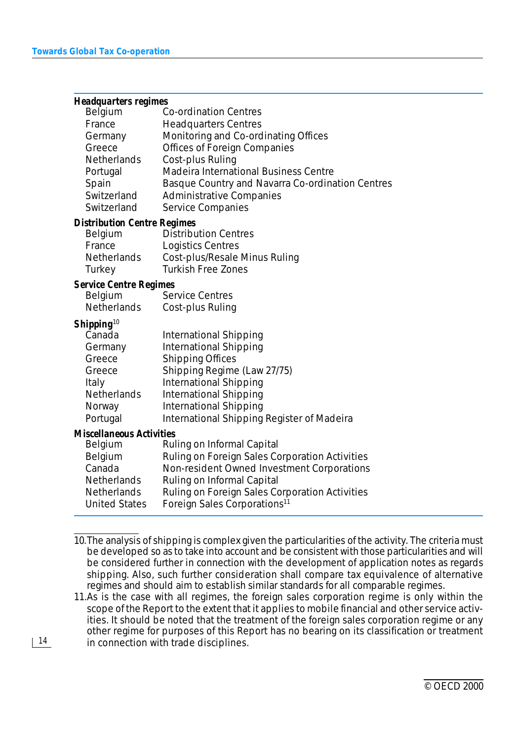**Headquarters regimes**

| | |
|---|---|
| Belgium | Co-ordination Centres |
| France | Headquarters Centres |
| Germany | Monitoring and Co-ordinating Offices |
| Greece | Offices of Foreign Companies |
| Netherlands | Cost-plus Ruling |
| Portugal | Madeira International Business Centre |
| Spain | Basque Country and Navarra Co-ordination Centres |
| Switzerland | Administrative Companies |
| Switzerland | Service Companies |

**Distribution Centre Regimes**

| | |
|---|---|
| Belgium | Distribution Centres |
| France | Logistics Centres |
| Netherlands | Cost-plus/Resale Minus Ruling |
| Turkey | Turkish Free Zones |

**Service Centre Regimes**

| | |
|---|---|
| Belgium | Service Centres |
| Netherlands | Cost-plus Ruling |

**Shipping**[10]

| | |
|---|---|
| Canada | International Shipping |
| Germany | International Shipping |
| Greece | Shipping Offices |
| Greece | Shipping Regime (Law 27/75) |
| Italy | International Shipping |
| Netherlands | International Shipping |
| Norway | International Shipping |
| Portugal | International Shipping Register of Madeira |

**Miscellaneous Activities**

| | |
|---|---|
| Belgium | Ruling on Informal Capital |
| Belgium | Ruling on Foreign Sales Corporation Activities |
| Canada | Non-resident Owned Investment Corporations |
| Netherlands | Ruling on Informal Capital |
| Netherlands | Ruling on Foreign Sales Corporation Activities |
| United States | Foreign Sales Corporations[11] |

10. The analysis of shipping is complex given the particularities of the activity. The criteria must be developed so as to take into account and be consistent with those particularities and will be considered further in connection with the development of application notes as regards shipping. Also, such further consideration shall compare tax equivalence of alternative regimes and should aim to establish similar standards for all comparable regimes.

11. As is the case with all regimes, the foreign sales corporation regime is only within the scope of the Report to the extent that it applies to mobile financial and other service activities. It should be noted that the treatment of the foreign sales corporation regime or any other regime for purposes of this Report has no bearing on its classification or treatment in connection with trade disciplines.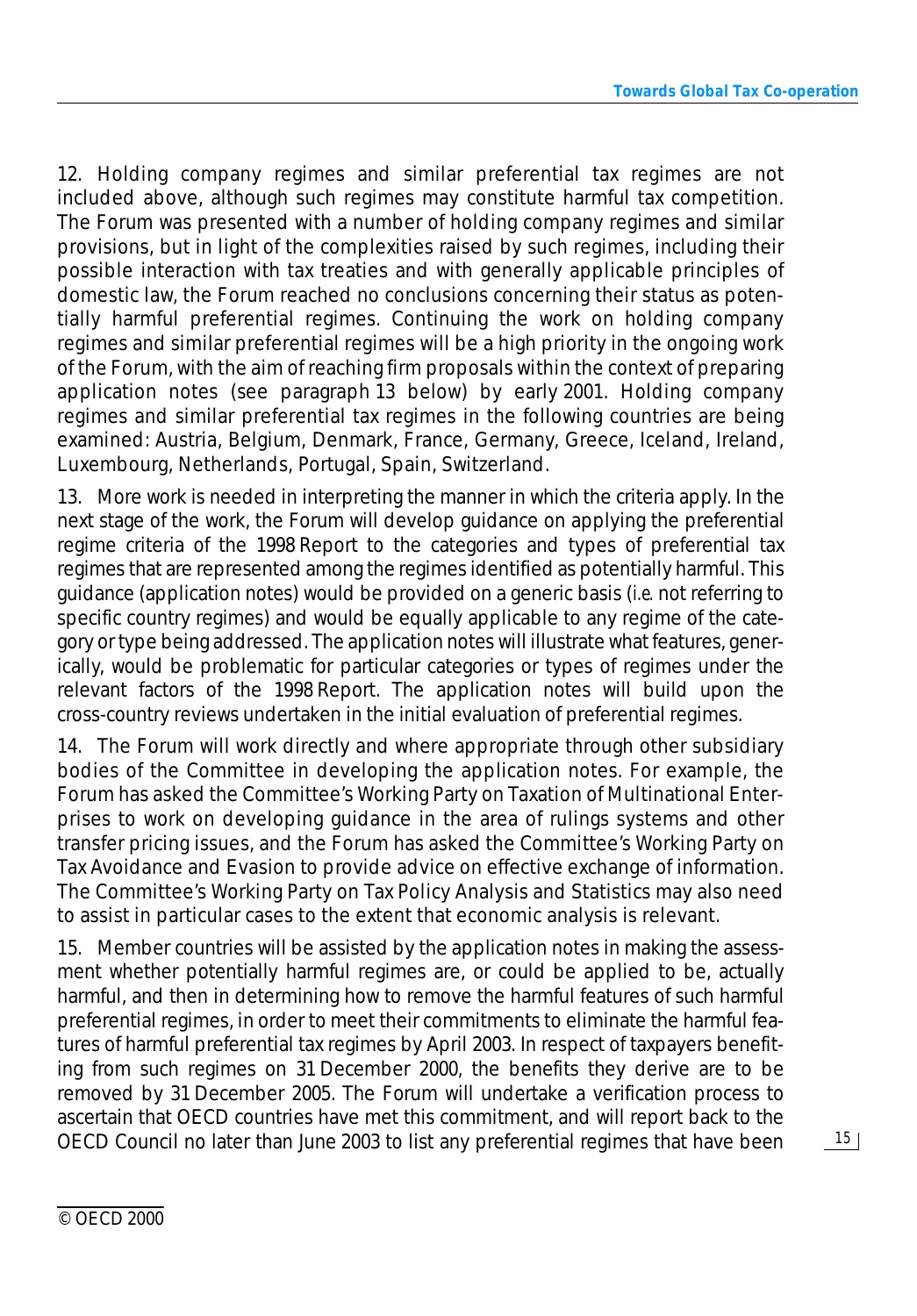12. Holding company regimes and similar preferential tax regimes are not included above, although such regimes may constitute harmful tax competition. The Forum was presented with a number of holding company regimes and similar provisions, but in light of the complexities raised by such regimes, including their possible interaction with tax treaties and with generally applicable principles of domestic law, the Forum reached no conclusions concerning their status as potentially harmful preferential regimes. Continuing the work on holding company regimes and similar preferential regimes will be a high priority in the ongoing work of the Forum, with the aim of reaching firm proposals within the context of preparing application notes (see paragraph 13 below) by early 2001. Holding company regimes and similar preferential tax regimes in the following countries are being examined: Austria, Belgium, Denmark, France, Germany, Greece, Iceland, Ireland, Luxembourg, Netherlands, Portugal, Spain, Switzerland.

13. More work is needed in interpreting the manner in which the criteria apply. In the next stage of the work, the Forum will develop guidance on applying the preferential regime criteria of the 1998 Report to the categories and types of preferential tax regimes that are represented among the regimes identified as potentially harmful. This guidance (application notes) would be provided on a generic basis (*i.e.* not referring to specific country regimes) and would be equally applicable to any regime of the category or type being addressed. The application notes will illustrate what features, generically, would be problematic for particular categories or types of regimes under the relevant factors of the 1998 Report. The application notes will build upon the cross-country reviews undertaken in the initial evaluation of preferential regimes.

14. The Forum will work directly and where appropriate through other subsidiary bodies of the Committee in developing the application notes. For example, the Forum has asked the Committee's Working Party on Taxation of Multinational Enterprises to work on developing guidance in the area of rulings systems and other transfer pricing issues, and the Forum has asked the Committee's Working Party on Tax Avoidance and Evasion to provide advice on effective exchange of information. The Committee's Working Party on Tax Policy Analysis and Statistics may also need to assist in particular cases to the extent that economic analysis is relevant.

15. Member countries will be assisted by the application notes in making the assessment whether potentially harmful regimes are, or could be applied to be, actually harmful, and then in determining how to remove the harmful features of such harmful preferential regimes, in order to meet their commitments to eliminate the harmful features of harmful preferential tax regimes by April 2003. In respect of taxpayers benefiting from such regimes on 31 December 2000, the benefits they derive are to be removed by 31 December 2005. The Forum will undertake a verification process to ascertain that OECD countries have met this commitment, and will report back to the OECD Council no later than June 2003 to list any preferential regimes that have been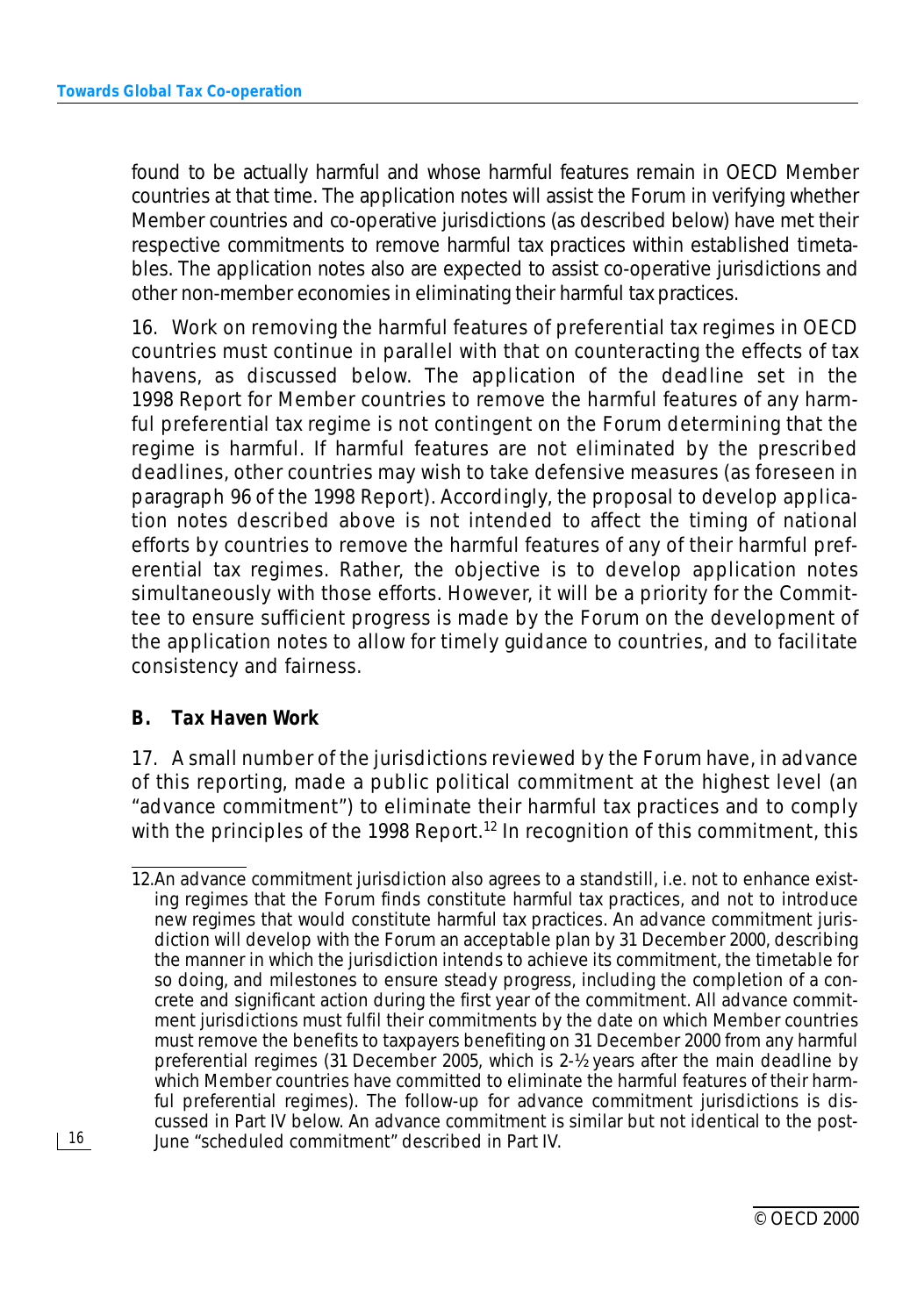found to be actually harmful and whose harmful features remain in OECD Member countries at that time. The application notes will assist the Forum in verifying whether Member countries and co-operative jurisdictions (as described below) have met their respective commitments to remove harmful tax practices within established timetables. The application notes also are expected to assist co-operative jurisdictions and other non-member economies in eliminating their harmful tax practices.

16. Work on removing the harmful features of preferential tax regimes in OECD countries must continue in parallel with that on counteracting the effects of tax havens, as discussed below. The application of the deadline set in the 1998 Report for Member countries to remove the harmful features of any harmful preferential tax regime is not contingent on the Forum determining that the regime is harmful. If harmful features are not eliminated by the prescribed deadlines, other countries may wish to take defensive measures (as foreseen in paragraph 96 of the 1998 Report). Accordingly, the proposal to develop application notes described above is not intended to affect the timing of national efforts by countries to remove the harmful features of any of their harmful preferential tax regimes. Rather, the objective is to develop application notes simultaneously with those efforts. However, it will be a priority for the Committee to ensure sufficient progress is made by the Forum on the development of the application notes to allow for timely guidance to countries, and to facilitate consistency and fairness.

### *B. Tax Haven Work*

17. A small number of the jurisdictions reviewed by the Forum have, in advance of this reporting, made a public political commitment at the highest level (an "advance commitment") to eliminate their harmful tax practices and to comply with the principles of the 1998 Report.[12] In recognition of this commitment, this

---

12. An advance commitment jurisdiction also agrees to a standstill, i.e. not to enhance existing regimes that the Forum finds constitute harmful tax practices, and not to introduce new regimes that would constitute harmful tax practices. An advance commitment jurisdiction will develop with the Forum an acceptable plan by 31 December 2000, describing the manner in which the jurisdiction intends to achieve its commitment, the timetable for so doing, and milestones to ensure steady progress, including the completion of a concrete and significant action during the first year of the commitment. All advance commitment jurisdictions must fulfil their commitments by the date on which Member countries must remove the benefits to taxpayers benefiting on 31 December 2000 from any harmful preferential regimes (31 December 2005, which is 2-½ years after the main deadline by which Member countries have committed to eliminate the harmful features of their harmful preferential regimes). The follow-up for advance commitment jurisdictions is discussed in Part IV below. An advance commitment is similar but not identical to the post-June "scheduled commitment" described in Part IV.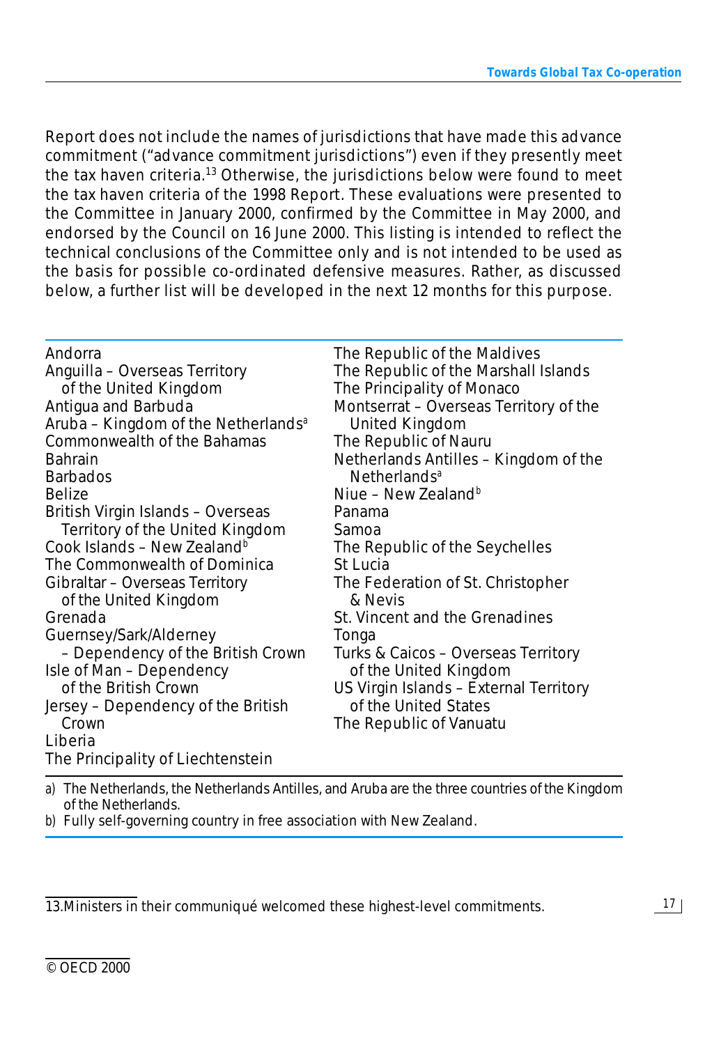Report does not include the names of jurisdictions that have made this advance commitment ("advance commitment jurisdictions") even if they presently meet the tax haven criteria.[13] Otherwise, the jurisdictions below were found to meet the tax haven criteria of the 1998 Report. These evaluations were presented to the Committee in January 2000, confirmed by the Committee in May 2000, and endorsed by the Council on 16 June 2000. This listing is intended to reflect the technical conclusions of the Committee only and is not intended to be used as the basis for possible co-ordinated defensive measures. Rather, as discussed below, a further list will be developed in the next 12 months for this purpose.

- Andorra
- Anguilla – Overseas Territory of the United Kingdom
- Antigua and Barbuda
- Aruba – Kingdom of the Netherlands[a]
- Commonwealth of the Bahamas
- Bahrain
- Barbados
- Belize
- British Virgin Islands – Overseas Territory of the United Kingdom
- Cook Islands – New Zealand[b]
- The Commonwealth of Dominica
- Gibraltar – Overseas Territory of the United Kingdom
- Grenada
- Guernsey/Sark/Alderney – Dependency of the British Crown
- Isle of Man – Dependency of the British Crown
- Jersey – Dependency of the British Crown
- Liberia
- The Principality of Liechtenstein
- The Republic of the Maldives
- The Republic of the Marshall Islands
- The Principality of Monaco
- Montserrat – Overseas Territory of the United Kingdom
- The Republic of Nauru
- Netherlands Antilles – Kingdom of the Netherlands[a]
- Niue – New Zealand[b]
- Panama
- Samoa
- The Republic of the Seychelles
- St Lucia
- The Federation of St. Christopher & Nevis
- St. Vincent and the Grenadines
- Tonga
- Turks & Caicos – Overseas Territory of the United Kingdom
- US Virgin Islands – External Territory of the United States
- The Republic of Vanuatu

a) The Netherlands, the Netherlands Antilles, and Aruba are the three countries of the Kingdom of the Netherlands.

b) Fully self-governing country in free association with New Zealand.

13. Ministers in their communiqué welcomed these highest-level commitments.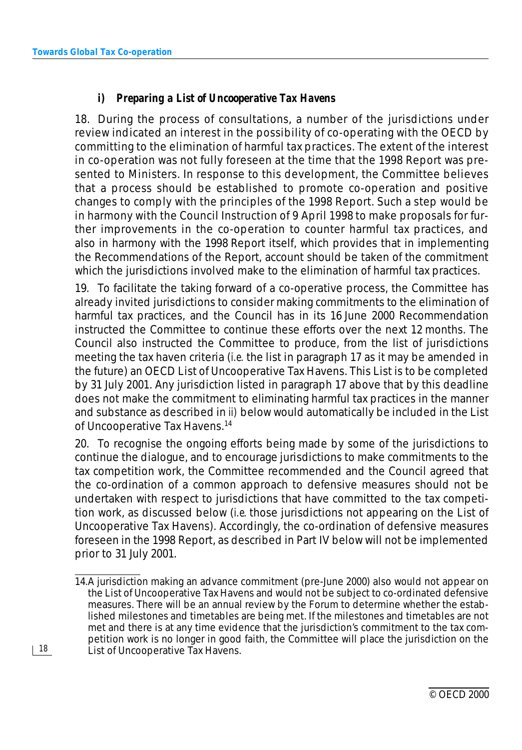### *i) Preparing a List of Uncooperative Tax Havens*

18. During the process of consultations, a number of the jurisdictions under review indicated an interest in the possibility of co-operating with the OECD by committing to the elimination of harmful tax practices. The extent of the interest in co-operation was not fully foreseen at the time that the 1998 Report was presented to Ministers. In response to this development, the Committee believes that a process should be established to promote co-operation and positive changes to comply with the principles of the 1998 Report. Such a step would be in harmony with the Council Instruction of 9 April 1998 to make proposals for further improvements in the co-operation to counter harmful tax practices, and also in harmony with the 1998 Report itself, which provides that in implementing the Recommendations of the Report, account should be taken of the commitment which the jurisdictions involved make to the elimination of harmful tax practices.

19. To facilitate the taking forward of a co-operative process, the Committee has already invited jurisdictions to consider making commitments to the elimination of harmful tax practices, and the Council has in its 16 June 2000 Recommendation instructed the Committee to continue these efforts over the next 12 months. The Council also instructed the Committee to produce, from the list of jurisdictions meeting the tax haven criteria (*i.e.* the list in paragraph 17 as it may be amended in the future) an OECD List of Uncooperative Tax Havens. This List is to be completed by 31 July 2001. Any jurisdiction listed in paragraph 17 above that by this deadline does not make the commitment to eliminating harmful tax practices in the manner and substance as described in *ii)* below would automatically be included in the List of Uncooperative Tax Havens.[14]

20. To recognise the ongoing efforts being made by some of the jurisdictions to continue the dialogue, and to encourage jurisdictions to make commitments to the tax competition work, the Committee recommended and the Council agreed that the co-ordination of a common approach to defensive measures should not be undertaken with respect to jurisdictions that have committed to the tax competition work, as discussed below (*i.e.* those jurisdictions not appearing on the List of Uncooperative Tax Havens). Accordingly, the co-ordination of defensive measures foreseen in the 1998 Report, as described in Part IV below will not be implemented prior to 31 July 2001.

---

14. A jurisdiction making an advance commitment (pre-June 2000) also would not appear on the List of Uncooperative Tax Havens and would not be subject to co-ordinated defensive measures. There will be an annual review by the Forum to determine whether the established milestones and timetables are being met. If the milestones and timetables are not met and there is at any time evidence that the jurisdiction's commitment to the tax competition work is no longer in good faith, the Committee will place the jurisdiction on the List of Uncooperative Tax Havens.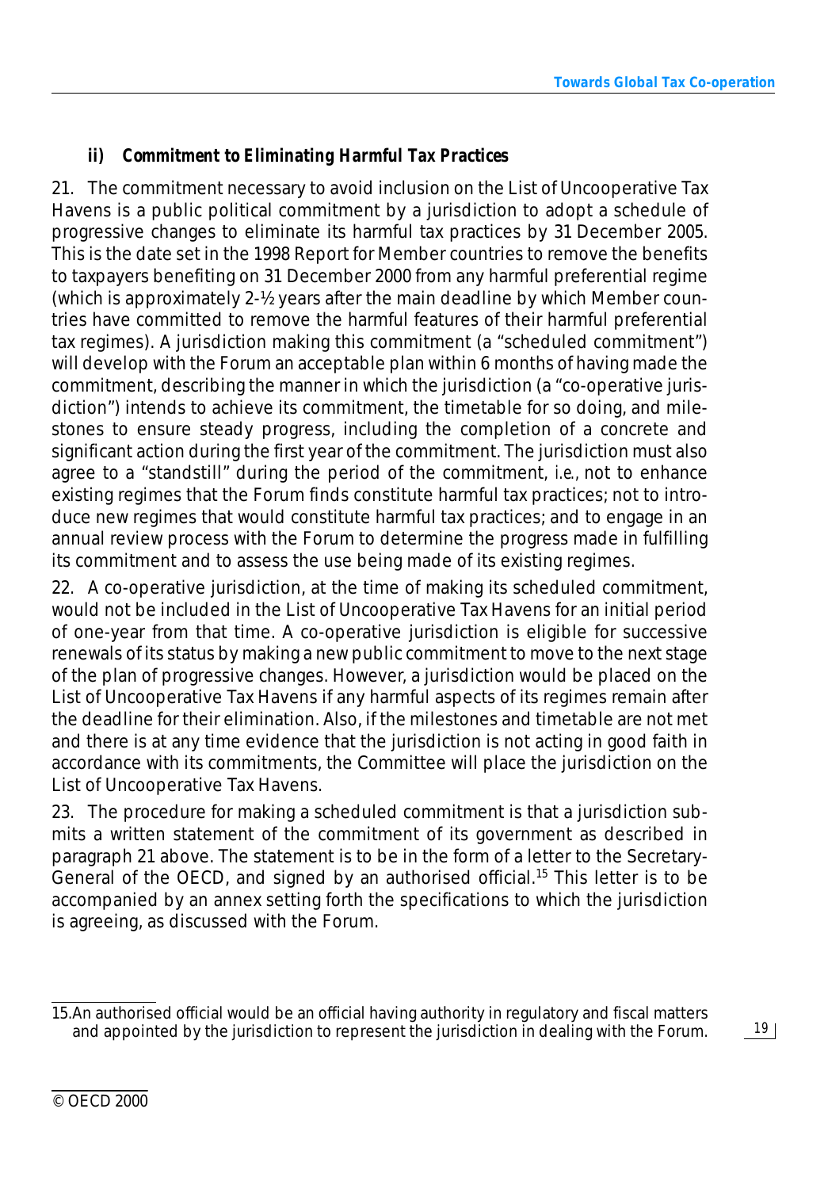### *ii) Commitment to Eliminating Harmful Tax Practices*

21. The commitment necessary to avoid inclusion on the List of Uncooperative Tax Havens is a public political commitment by a jurisdiction to adopt a schedule of progressive changes to eliminate its harmful tax practices by 31 December 2005. This is the date set in the 1998 Report for Member countries to remove the benefits to taxpayers benefiting on 31 December 2000 from any harmful preferential regime (which is approximately 2-½ years after the main deadline by which Member countries have committed to remove the harmful features of their harmful preferential tax regimes). A jurisdiction making this commitment (a "scheduled commitment") will develop with the Forum an acceptable plan within 6 months of having made the commitment, describing the manner in which the jurisdiction (a "co-operative jurisdiction") intends to achieve its commitment, the timetable for so doing, and milestones to ensure steady progress, including the completion of a concrete and significant action during the first year of the commitment. The jurisdiction must also agree to a "standstill" during the period of the commitment, *i.e.*, not to enhance existing regimes that the Forum finds constitute harmful tax practices; not to introduce new regimes that would constitute harmful tax practices; and to engage in an annual review process with the Forum to determine the progress made in fulfilling its commitment and to assess the use being made of its existing regimes.

22. A co-operative jurisdiction, at the time of making its scheduled commitment, would not be included in the List of Uncooperative Tax Havens for an initial period of one-year from that time. A co-operative jurisdiction is eligible for successive renewals of its status by making a new public commitment to move to the next stage of the plan of progressive changes. However, a jurisdiction would be placed on the List of Uncooperative Tax Havens if any harmful aspects of its regimes remain after the deadline for their elimination. Also, if the milestones and timetable are not met and there is at any time evidence that the jurisdiction is not acting in good faith in accordance with its commitments, the Committee will place the jurisdiction on the List of Uncooperative Tax Havens.

23. The procedure for making a scheduled commitment is that a jurisdiction submits a written statement of the commitment of its government as described in paragraph 21 above. The statement is to be in the form of a letter to the Secretary-General of the OECD, and signed by an authorised official.[15] This letter is to be accompanied by an annex setting forth the specifications to which the jurisdiction is agreeing, as discussed with the Forum.

---

15. An authorised official would be an official having authority in regulatory and fiscal matters and appointed by the jurisdiction to represent the jurisdiction in dealing with the Forum.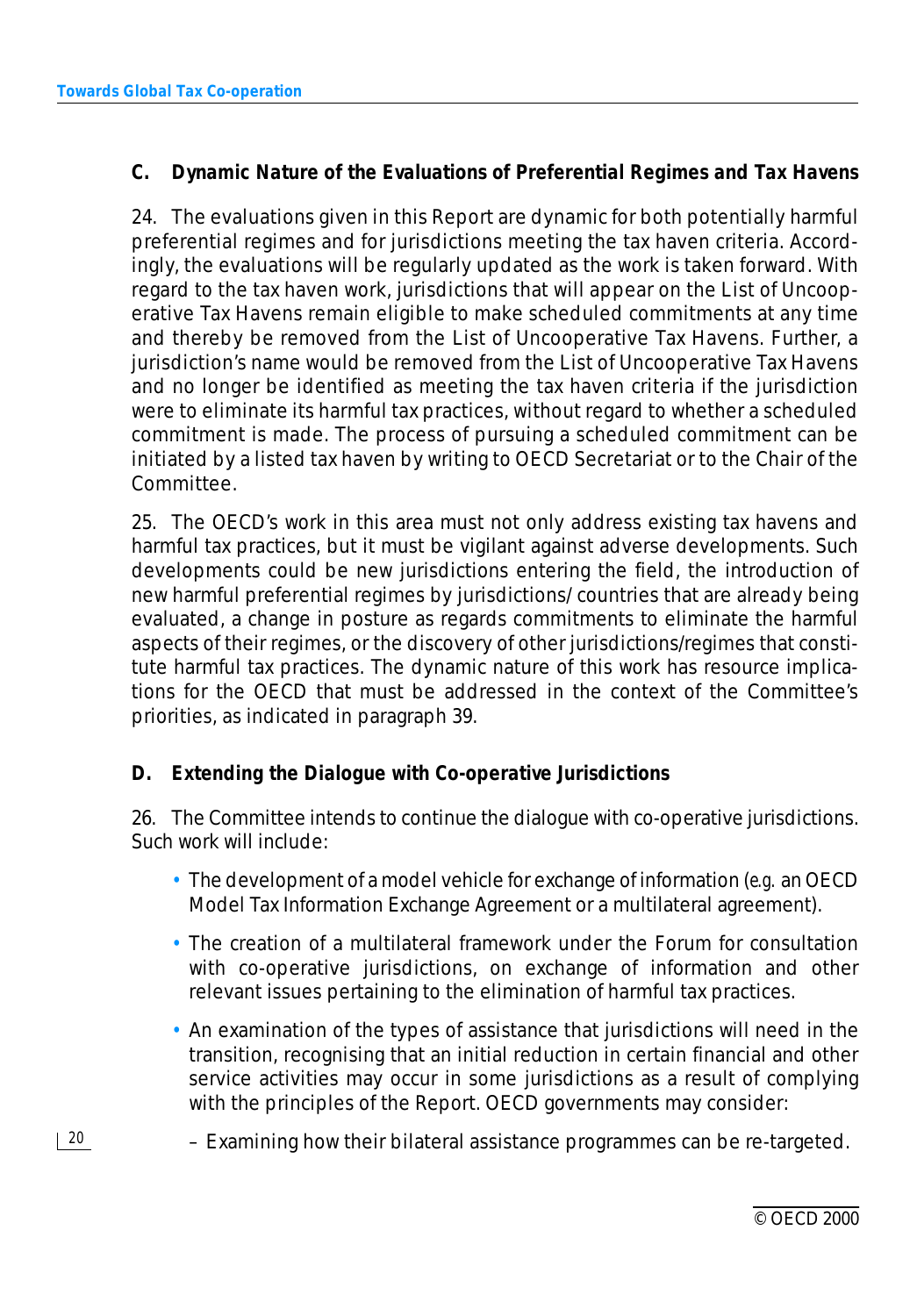## C. Dynamic Nature of the Evaluations of Preferential Regimes and Tax Havens

24. The evaluations given in this Report are dynamic for both potentially harmful preferential regimes and for jurisdictions meeting the tax haven criteria. Accordingly, the evaluations will be regularly updated as the work is taken forward. With regard to the tax haven work, jurisdictions that will appear on the List of Uncooperative Tax Havens remain eligible to make scheduled commitments at any time and thereby be removed from the List of Uncooperative Tax Havens. Further, a jurisdiction's name would be removed from the List of Uncooperative Tax Havens and no longer be identified as meeting the tax haven criteria if the jurisdiction were to eliminate its harmful tax practices, without regard to whether a scheduled commitment is made. The process of pursuing a scheduled commitment can be initiated by a listed tax haven by writing to OECD Secretariat or to the Chair of the Committee.

25. The OECD's work in this area must not only address existing tax havens and harmful tax practices, but it must be vigilant against adverse developments. Such developments could be new jurisdictions entering the field, the introduction of new harmful preferential regimes by jurisdictions/ countries that are already being evaluated, a change in posture as regards commitments to eliminate the harmful aspects of their regimes, or the discovery of other jurisdictions/regimes that constitute harmful tax practices. The dynamic nature of this work has resource implications for the OECD that must be addressed in the context of the Committee's priorities, as indicated in paragraph 39.

## D. Extending the Dialogue with Co-operative Jurisdictions

26. The Committee intends to continue the dialogue with co-operative jurisdictions. Such work will include:

- The development of a model vehicle for exchange of information (*e.g.* an OECD Model Tax Information Exchange Agreement or a multilateral agreement).
- The creation of a multilateral framework under the Forum for consultation with co-operative jurisdictions, on exchange of information and other relevant issues pertaining to the elimination of harmful tax practices.
- An examination of the types of assistance that jurisdictions will need in the transition, recognising that an initial reduction in certain financial and other service activities may occur in some jurisdictions as a result of complying with the principles of the Report. OECD governments may consider:
  - Examining how their bilateral assistance programmes can be re-targeted.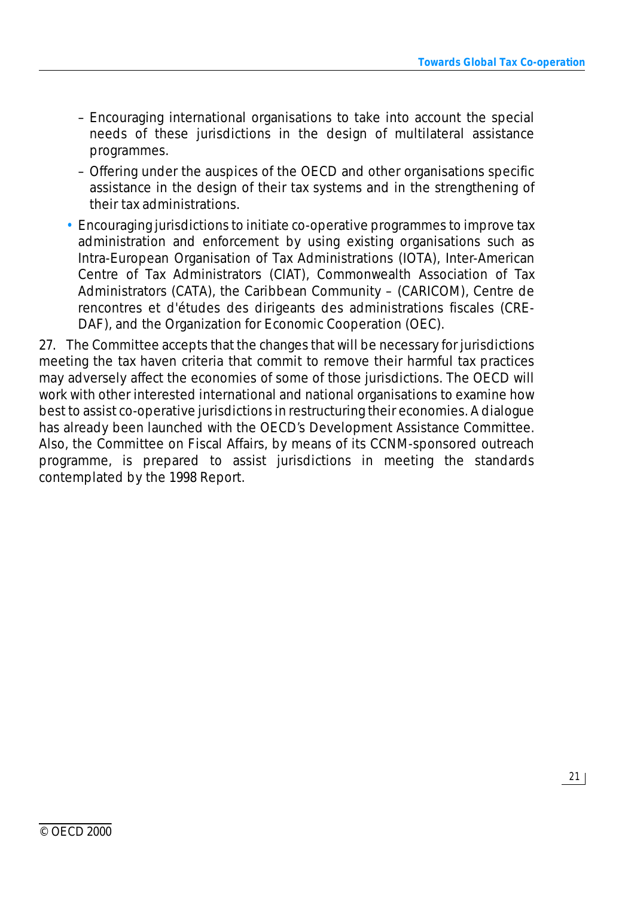- Encouraging international organisations to take into account the special needs of these jurisdictions in the design of multilateral assistance programmes.
  - Offering under the auspices of the OECD and other organisations specific assistance in the design of their tax systems and in the strengthening of their tax administrations.
- Encouraging jurisdictions to initiate co-operative programmes to improve tax administration and enforcement by using existing organisations such as Intra-European Organisation of Tax Administrations (IOTA), Inter-American Centre of Tax Administrators (CIAT), Commonwealth Association of Tax Administrators (CATA), the Caribbean Community – (CARICOM), Centre de rencontres et d'études des dirigeants des administrations fiscales (CREDAF), and the Organization for Economic Cooperation (OEC).

27. The Committee accepts that the changes that will be necessary for jurisdictions meeting the tax haven criteria that commit to remove their harmful tax practices may adversely affect the economies of some of those jurisdictions. The OECD will work with other interested international and national organisations to examine how best to assist co-operative jurisdictions in restructuring their economies. A dialogue has already been launched with the OECD's Development Assistance Committee. Also, the Committee on Fiscal Affairs, by means of its CCNM-sponsored outreach programme, is prepared to assist jurisdictions in meeting the standards contemplated by the 1998 Report.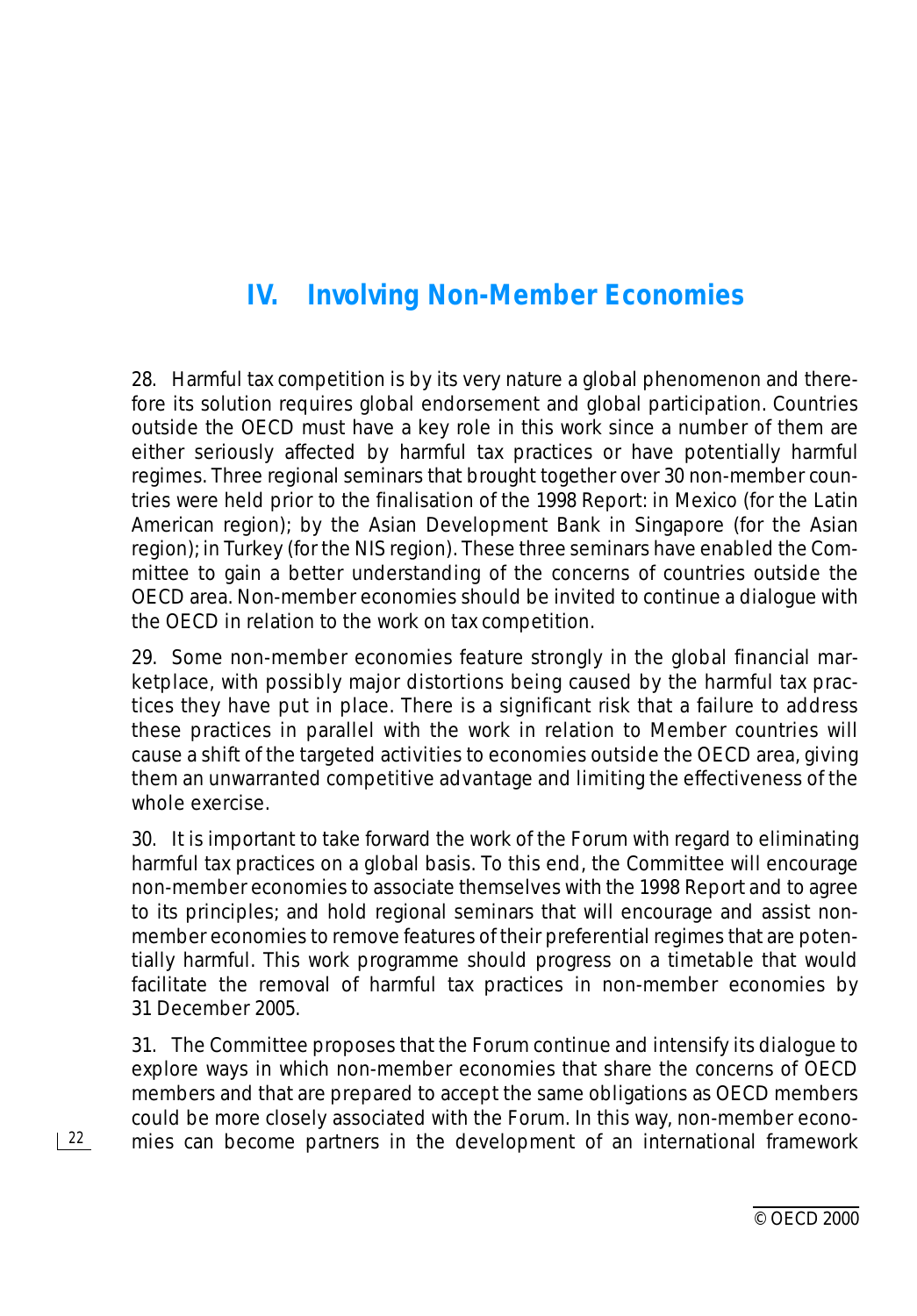# IV. Involving Non-Member Economies

28. Harmful tax competition is by its very nature a global phenomenon and therefore its solution requires global endorsement and global participation. Countries outside the OECD must have a key role in this work since a number of them are either seriously affected by harmful tax practices or have potentially harmful regimes. Three regional seminars that brought together over 30 non-member countries were held prior to the finalisation of the 1998 Report: in Mexico (for the Latin American region); by the Asian Development Bank in Singapore (for the Asian region); in Turkey (for the NIS region). These three seminars have enabled the Committee to gain a better understanding of the concerns of countries outside the OECD area. Non-member economies should be invited to continue a dialogue with the OECD in relation to the work on tax competition.

29. Some non-member economies feature strongly in the global financial marketplace, with possibly major distortions being caused by the harmful tax practices they have put in place. There is a significant risk that a failure to address these practices in parallel with the work in relation to Member countries will cause a shift of the targeted activities to economies outside the OECD area, giving them an unwarranted competitive advantage and limiting the effectiveness of the whole exercise.

30. It is important to take forward the work of the Forum with regard to eliminating harmful tax practices on a global basis. To this end, the Committee will encourage non-member economies to associate themselves with the 1998 Report and to agree to its principles; and hold regional seminars that will encourage and assist non-member economies to remove features of their preferential regimes that are potentially harmful. This work programme should progress on a timetable that would facilitate the removal of harmful tax practices in non-member economies by 31 December 2005.

31. The Committee proposes that the Forum continue and intensify its dialogue to explore ways in which non-member economies that share the concerns of OECD members and that are prepared to accept the same obligations as OECD members could be more closely associated with the Forum. In this way, non-member economies can become partners in the development of an international framework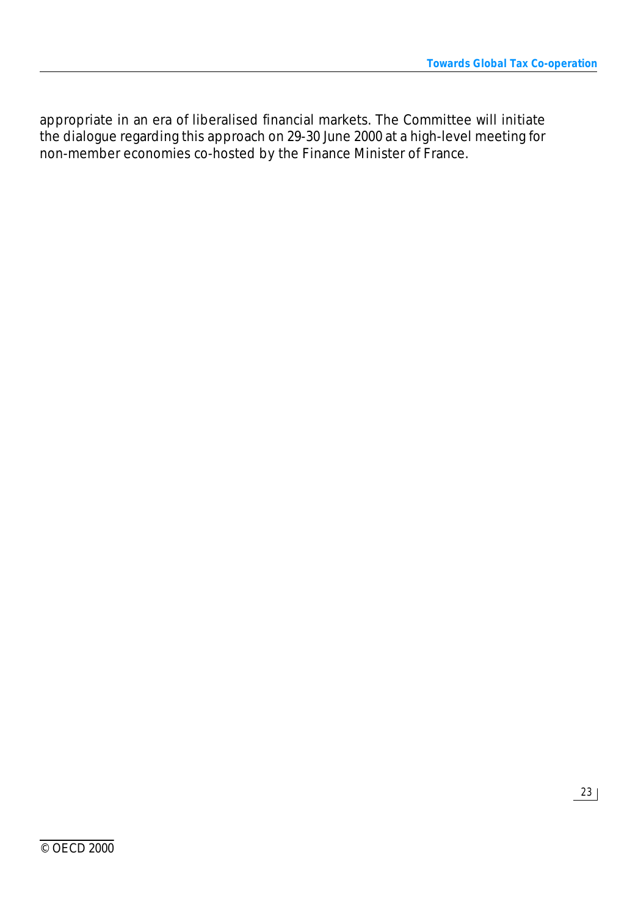appropriate in an era of liberalised financial markets. The Committee will initiate the dialogue regarding this approach on 29-30 June 2000 at a high-level meeting for non-member economies co-hosted by the Finance Minister of France.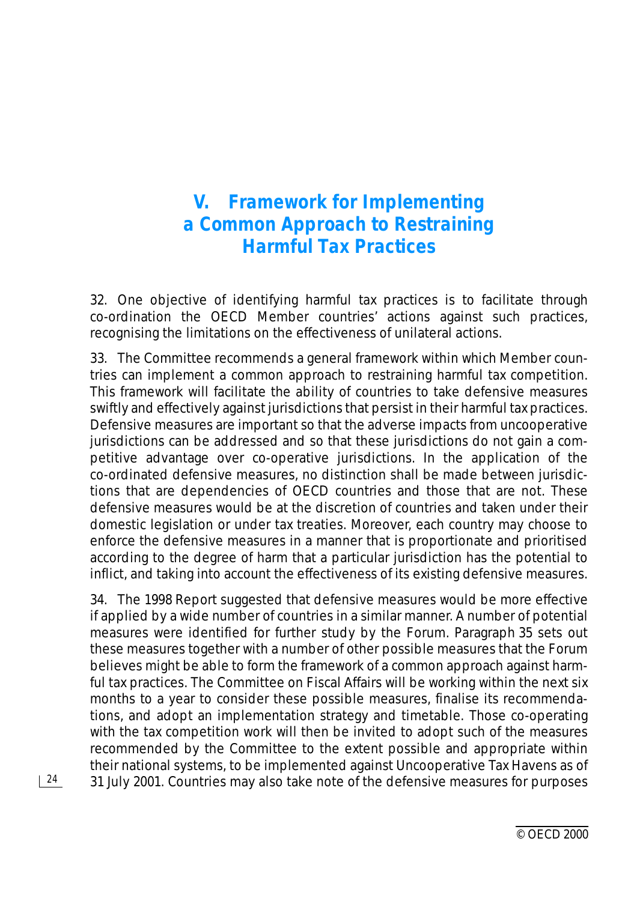# V. Framework for Implementing a Common Approach to Restraining Harmful Tax Practices

32. One objective of identifying harmful tax practices is to facilitate through co-ordination the OECD Member countries' actions against such practices, recognising the limitations on the effectiveness of unilateral actions.

33. The Committee recommends a general framework within which Member countries can implement a common approach to restraining harmful tax competition. This framework will facilitate the ability of countries to take defensive measures swiftly and effectively against jurisdictions that persist in their harmful tax practices. Defensive measures are important so that the adverse impacts from uncooperative jurisdictions can be addressed and so that these jurisdictions do not gain a competitive advantage over co-operative jurisdictions. In the application of the co-ordinated defensive measures, no distinction shall be made between jurisdictions that are dependencies of OECD countries and those that are not. These defensive measures would be at the discretion of countries and taken under their domestic legislation or under tax treaties. Moreover, each country may choose to enforce the defensive measures in a manner that is proportionate and prioritised according to the degree of harm that a particular jurisdiction has the potential to inflict, and taking into account the effectiveness of its existing defensive measures.

34. The 1998 Report suggested that defensive measures would be more effective if applied by a wide number of countries in a similar manner. A number of potential measures were identified for further study by the Forum. Paragraph 35 sets out these measures together with a number of other possible measures that the Forum believes might be able to form the framework of a common approach against harmful tax practices. The Committee on Fiscal Affairs will be working within the next six months to a year to consider these possible measures, finalise its recommendations, and adopt an implementation strategy and timetable. Those co-operating with the tax competition work will then be invited to adopt such of the measures recommended by the Committee to the extent possible and appropriate within their national systems, to be implemented against Uncooperative Tax Havens as of 31 July 2001. Countries may also take note of the defensive measures for purposes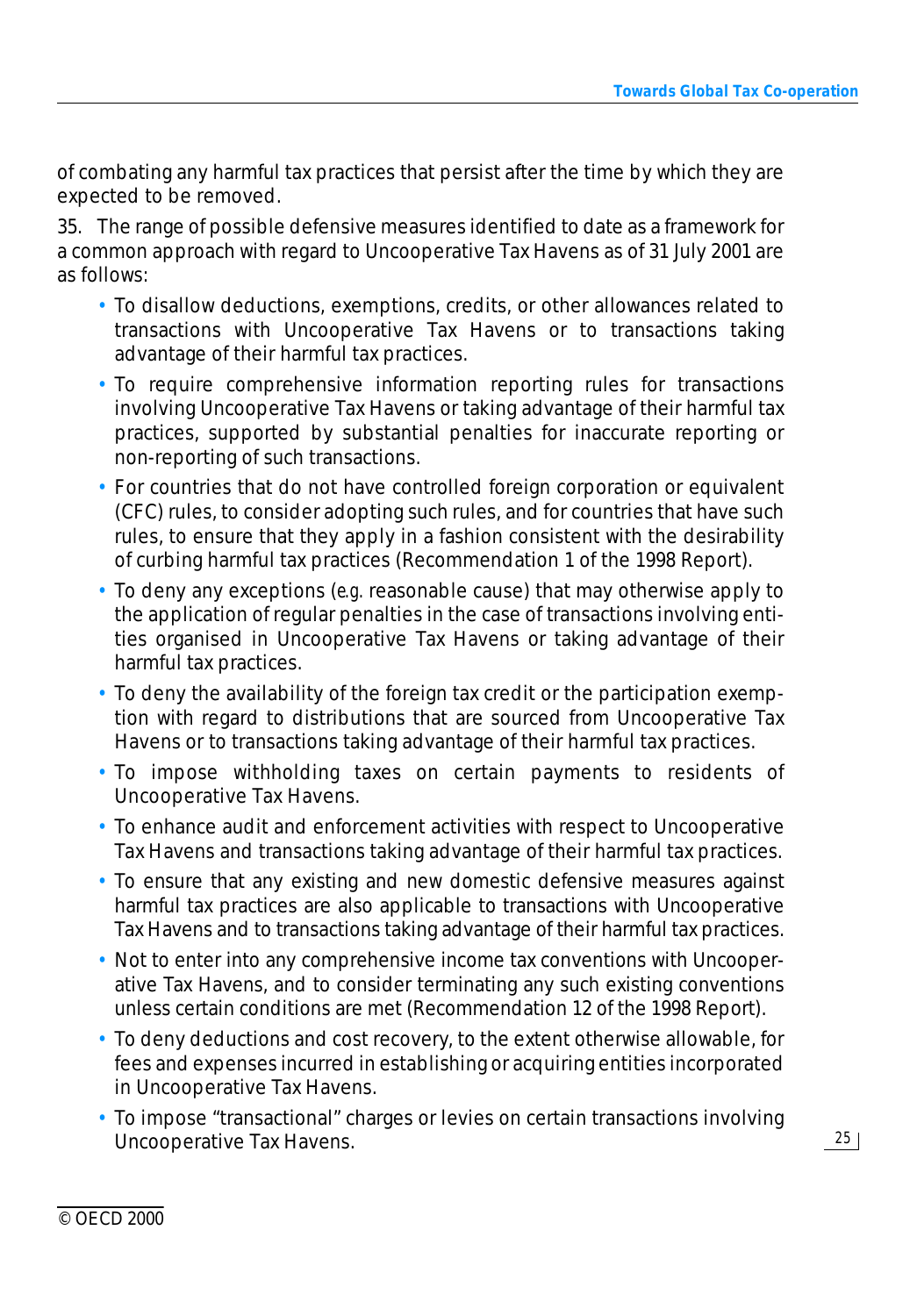of combating any harmful tax practices that persist after the time by which they are expected to be removed.

35. The range of possible defensive measures identified to date as a framework for a common approach with regard to Uncooperative Tax Havens as of 31 July 2001 are as follows:

- To disallow deductions, exemptions, credits, or other allowances related to transactions with Uncooperative Tax Havens or to transactions taking advantage of their harmful tax practices.
- To require comprehensive information reporting rules for transactions involving Uncooperative Tax Havens or taking advantage of their harmful tax practices, supported by substantial penalties for inaccurate reporting or non-reporting of such transactions.
- For countries that do not have controlled foreign corporation or equivalent (CFC) rules, to consider adopting such rules, and for countries that have such rules, to ensure that they apply in a fashion consistent with the desirability of curbing harmful tax practices (Recommendation 1 of the 1998 Report).
- To deny any exceptions (*e.g.* reasonable cause) that may otherwise apply to the application of regular penalties in the case of transactions involving entities organised in Uncooperative Tax Havens or taking advantage of their harmful tax practices.
- To deny the availability of the foreign tax credit or the participation exemption with regard to distributions that are sourced from Uncooperative Tax Havens or to transactions taking advantage of their harmful tax practices.
- To impose withholding taxes on certain payments to residents of Uncooperative Tax Havens.
- To enhance audit and enforcement activities with respect to Uncooperative Tax Havens and transactions taking advantage of their harmful tax practices.
- To ensure that any existing and new domestic defensive measures against harmful tax practices are also applicable to transactions with Uncooperative Tax Havens and to transactions taking advantage of their harmful tax practices.
- Not to enter into any comprehensive income tax conventions with Uncooperative Tax Havens, and to consider terminating any such existing conventions unless certain conditions are met (Recommendation 12 of the 1998 Report).
- To deny deductions and cost recovery, to the extent otherwise allowable, for fees and expenses incurred in establishing or acquiring entities incorporated in Uncooperative Tax Havens.
- To impose "transactional" charges or levies on certain transactions involving Uncooperative Tax Havens.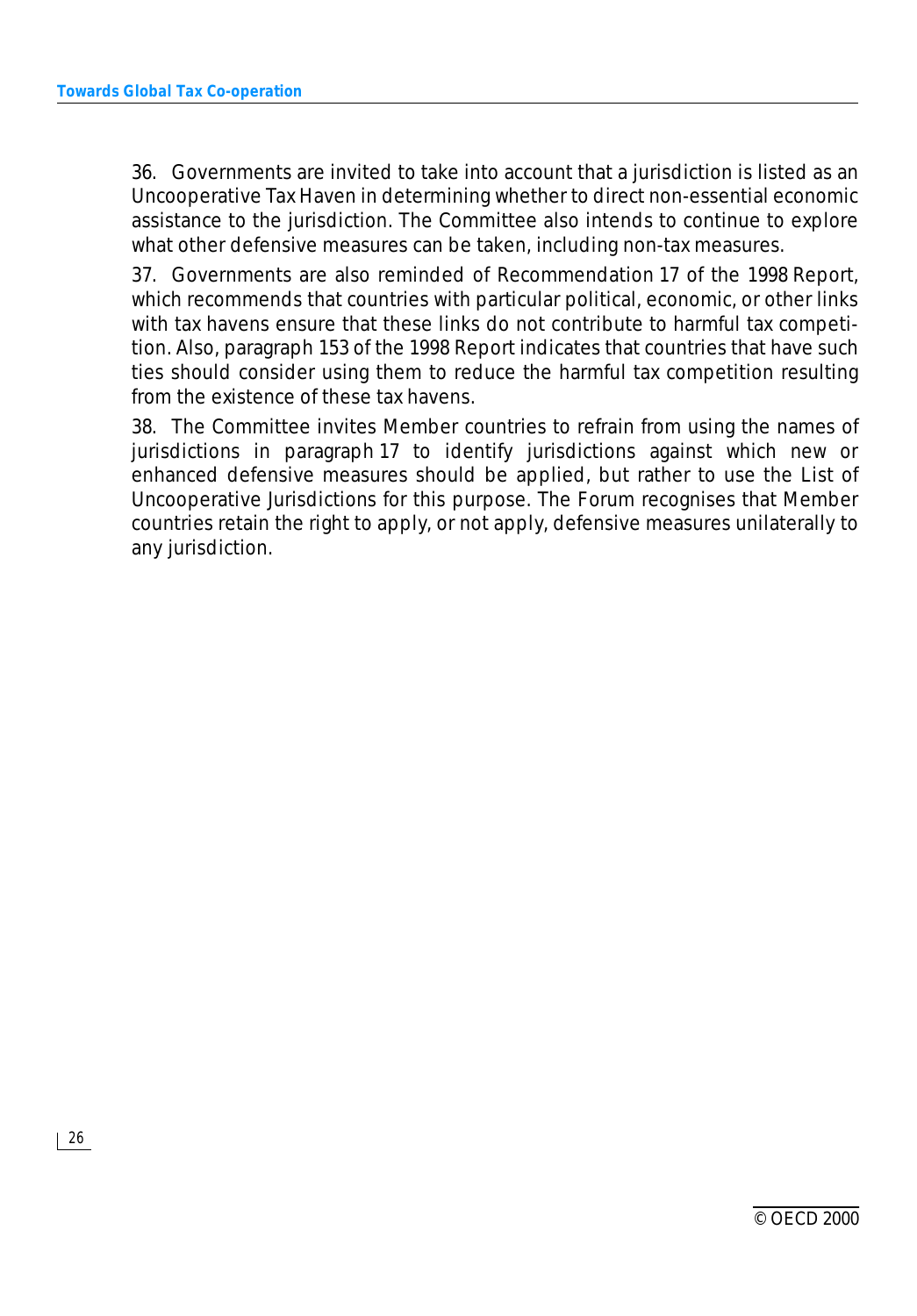36. Governments are invited to take into account that a jurisdiction is listed as an Uncooperative Tax Haven in determining whether to direct non-essential economic assistance to the jurisdiction. The Committee also intends to continue to explore what other defensive measures can be taken, including non-tax measures.

37. Governments are also reminded of Recommendation 17 of the 1998 Report, which recommends that countries with particular political, economic, or other links with tax havens ensure that these links do not contribute to harmful tax competition. Also, paragraph 153 of the 1998 Report indicates that countries that have such ties should consider using them to reduce the harmful tax competition resulting from the existence of these tax havens.

38. The Committee invites Member countries to refrain from using the names of jurisdictions in paragraph 17 to identify jurisdictions against which new or enhanced defensive measures should be applied, but rather to use the List of Uncooperative Jurisdictions for this purpose. The Forum recognises that Member countries retain the right to apply, or not apply, defensive measures unilaterally to any jurisdiction.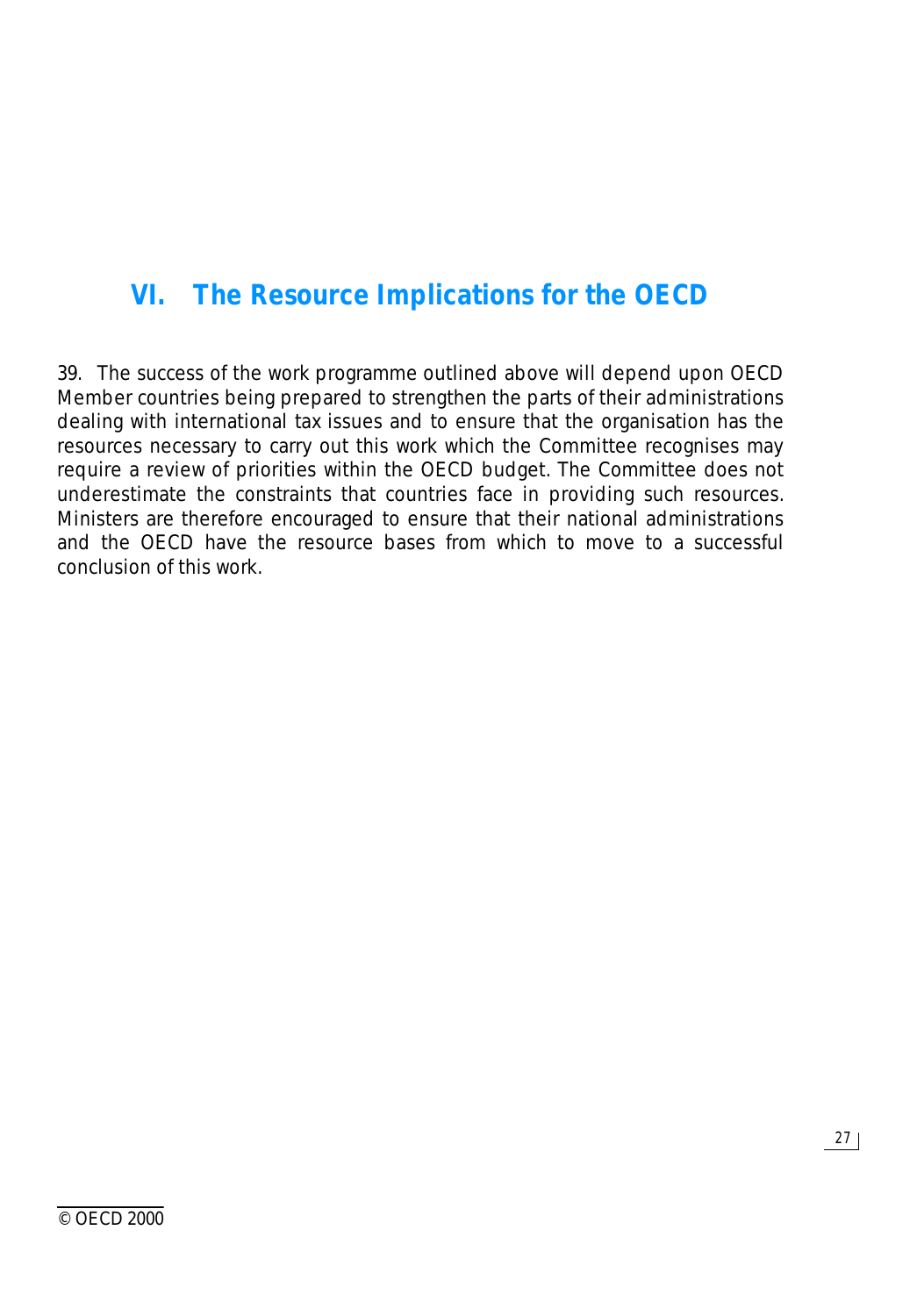## VI. The Resource Implications for the OECD

39. The success of the work programme outlined above will depend upon OECD Member countries being prepared to strengthen the parts of their administrations dealing with international tax issues and to ensure that the organisation has the resources necessary to carry out this work which the Committee recognises may require a review of priorities within the OECD budget. The Committee does not underestimate the constraints that countries face in providing such resources. Ministers are therefore encouraged to ensure that their national administrations and the OECD have the resource bases from which to move to a successful conclusion of this work.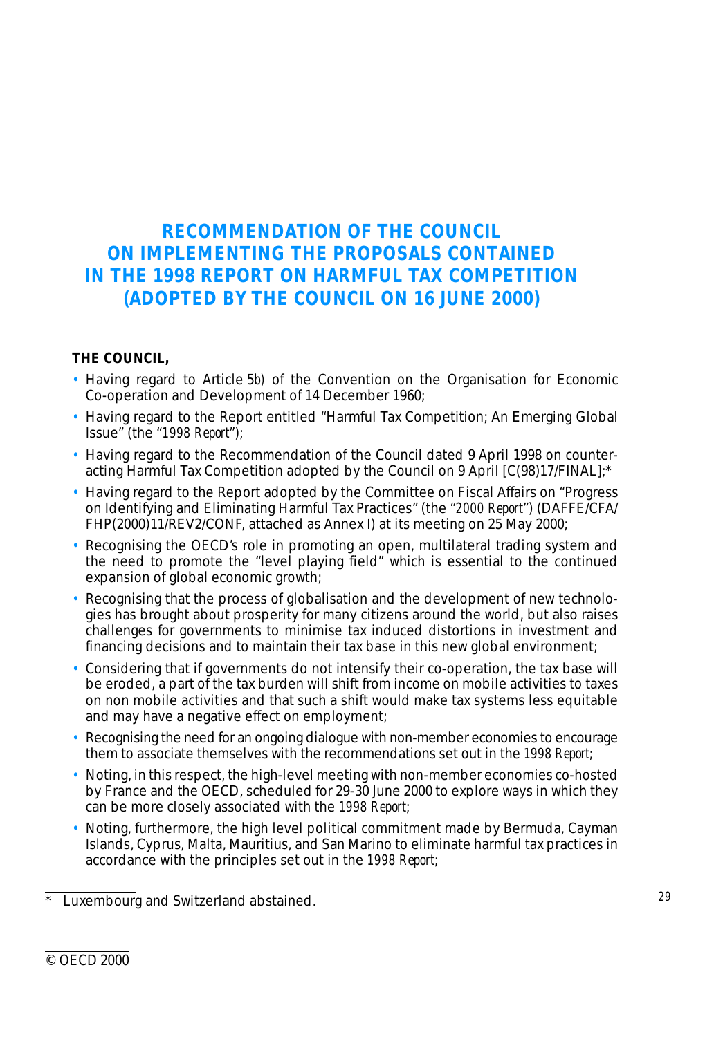# RECOMMENDATION OF THE COUNCIL ON IMPLEMENTING THE PROPOSALS CONTAINED IN THE 1998 REPORT ON HARMFUL TAX COMPETITION (ADOPTED BY THE COUNCIL ON 16 JUNE 2000)

**THE COUNCIL,**

- Having regard to Article 5*b)* of the Convention on the Organisation for Economic Co-operation and Development of 14 December 1960;
- Having regard to the Report entitled "Harmful Tax Competition; An Emerging Global Issue" (the "*1998 Report*");
- Having regard to the Recommendation of the Council dated 9 April 1998 on counteracting Harmful Tax Competition adopted by the Council on 9 April [C(98)17/FINAL];*
- Having regard to the Report adopted by the Committee on Fiscal Affairs on "Progress on Identifying and Eliminating Harmful Tax Practices" (the "*2000 Report*") (DAFFE/CFA/FHP(2000)11/REV2/CONF, attached as Annex I) at its meeting on 25 May 2000;
- Recognising the OECD's role in promoting an open, multilateral trading system and the need to promote the "level playing field" which is essential to the continued expansion of global economic growth;
- Recognising that the process of globalisation and the development of new technologies has brought about prosperity for many citizens around the world, but also raises challenges for governments to minimise tax induced distortions in investment and financing decisions and to maintain their tax base in this new global environment;
- Considering that if governments do not intensify their co-operation, the tax base will be eroded, a part of the tax burden will shift from income on mobile activities to taxes on non mobile activities and that such a shift would make tax systems less equitable and may have a negative effect on employment;
- Recognising the need for an ongoing dialogue with non-member economies to encourage them to associate themselves with the recommendations set out in the *1998 Report*;
- Noting, in this respect, the high-level meeting with non-member economies co-hosted by France and the OECD, scheduled for 29-30 June 2000 to explore ways in which they can be more closely associated with the *1998 Report*;
- Noting, furthermore, the high level political commitment made by Bermuda, Cayman Islands, Cyprus, Malta, Mauritius, and San Marino to eliminate harmful tax practices in accordance with the principles set out in the *1998 Report*;

---

\* Luxembourg and Switzerland abstained.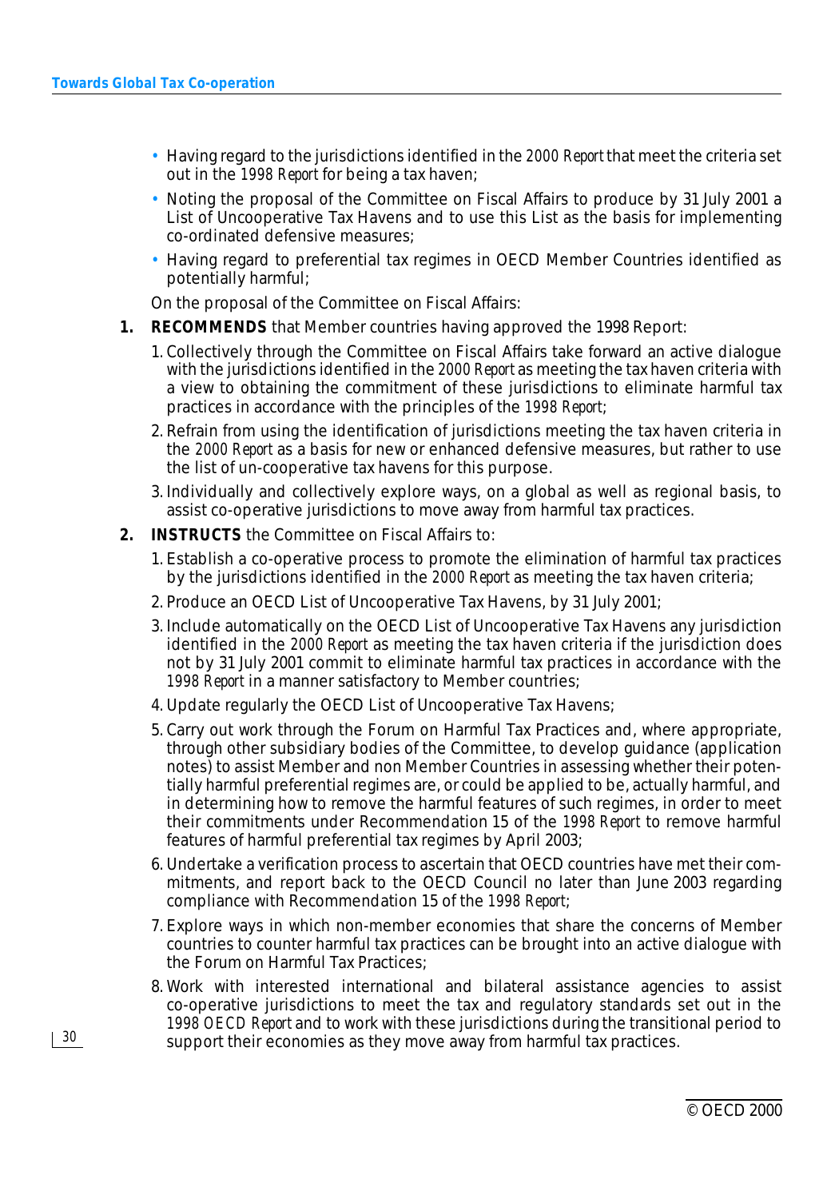- Having regard to the jurisdictions identified in the *2000 Report* that meet the criteria set out in the *1998 Report* for being a tax haven;
- Noting the proposal of the Committee on Fiscal Affairs to produce by 31 July 2001 a List of Uncooperative Tax Havens and to use this List as the basis for implementing co-ordinated defensive measures;
- Having regard to preferential tax regimes in OECD Member Countries identified as potentially harmful;

On the proposal of the Committee on Fiscal Affairs:

**1. RECOMMENDS** that Member countries having approved the 1998 Report:

1. Collectively through the Committee on Fiscal Affairs take forward an active dialogue with the jurisdictions identified in the *2000 Report* as meeting the tax haven criteria with a view to obtaining the commitment of these jurisdictions to eliminate harmful tax practices in accordance with the principles of the *1998 Report*;
2. Refrain from using the identification of jurisdictions meeting the tax haven criteria in the *2000 Report* as a basis for new or enhanced defensive measures, but rather to use the list of un-cooperative tax havens for this purpose.
3. Individually and collectively explore ways, on a global as well as regional basis, to assist co-operative jurisdictions to move away from harmful tax practices.

**2. INSTRUCTS** the Committee on Fiscal Affairs to:

1. Establish a co-operative process to promote the elimination of harmful tax practices by the jurisdictions identified in the *2000 Report* as meeting the tax haven criteria;
2. Produce an OECD List of Uncooperative Tax Havens, by 31 July 2001;
3. Include automatically on the OECD List of Uncooperative Tax Havens any jurisdiction identified in the *2000 Report* as meeting the tax haven criteria if the jurisdiction does not by 31 July 2001 commit to eliminate harmful tax practices in accordance with the *1998 Report* in a manner satisfactory to Member countries;
4. Update regularly the OECD List of Uncooperative Tax Havens;
5. Carry out work through the Forum on Harmful Tax Practices and, where appropriate, through other subsidiary bodies of the Committee, to develop guidance (application notes) to assist Member and non Member Countries in assessing whether their potentially harmful preferential regimes are, or could be applied to be, actually harmful, and in determining how to remove the harmful features of such regimes, in order to meet their commitments under Recommendation 15 of the *1998 Report* to remove harmful features of harmful preferential tax regimes by April 2003;
6. Undertake a verification process to ascertain that OECD countries have met their commitments, and report back to the OECD Council no later than June 2003 regarding compliance with Recommendation 15 of the *1998 Report*;
7. Explore ways in which non-member economies that share the concerns of Member countries to counter harmful tax practices can be brought into an active dialogue with the Forum on Harmful Tax Practices;
8. Work with interested international and bilateral assistance agencies to assist co-operative jurisdictions to meet the tax and regulatory standards set out in the *1998 OECD Report* and to work with these jurisdictions during the transitional period to support their economies as they move away from harmful tax practices.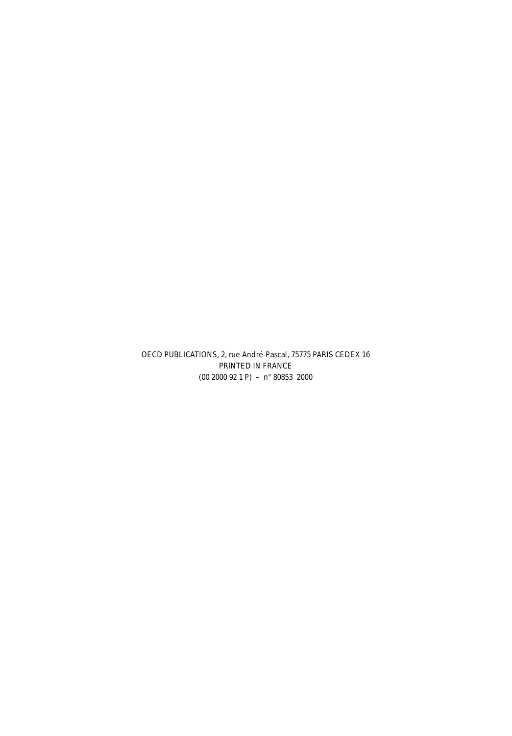OECD PUBLICATIONS, 2, rue André-Pascal, 75775 PARIS CEDEX 16
PRINTED IN FRANCE
(00 2000 92 1 P) – n° 80853 2000